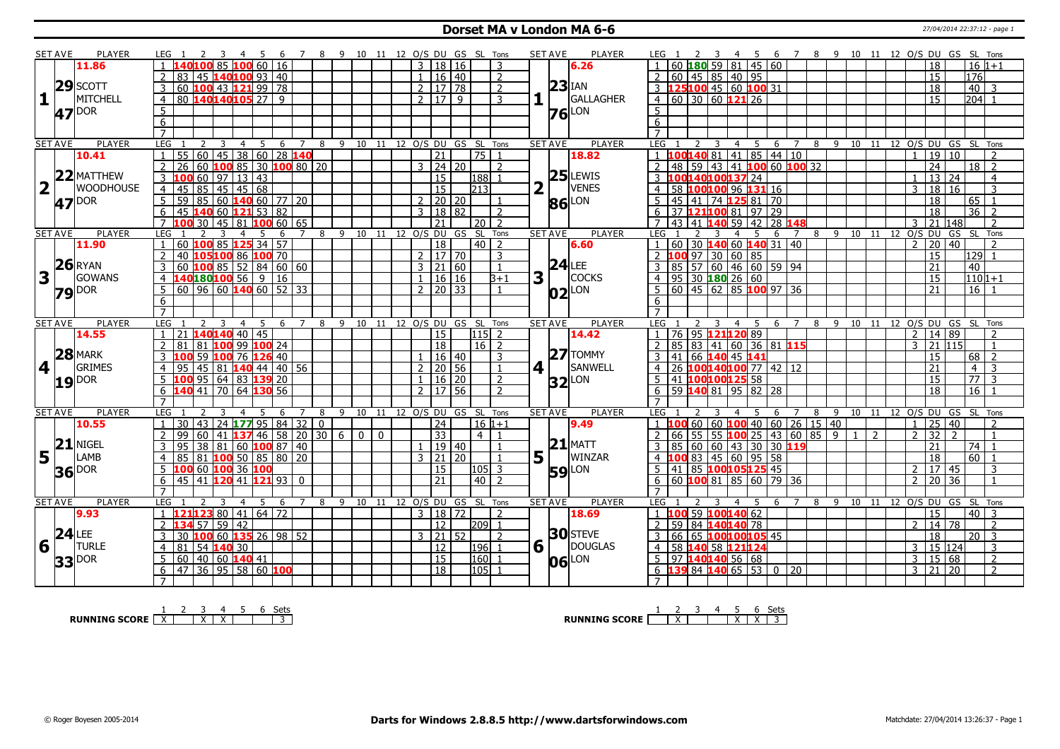# Dorset MA v London MA 6-6

27/04/2014 22:37:12 - page 1

## Set 1

| SET AVE | PLAYER | LEG | 1 | 2 | 3 | 4 | 5 | 6 | 7 | 8 | 9 | 10 | 11 | 12 | O/S | DU | GS | SL | Tons |
|---|---|---|---|---|---|---|---|---|---|---|---|---|---|---|---|---|---|---|---|
| 11.86 | SCOTT MITCHELL | 1 | 140 | 100 | 85 | 100 | 60 | 16 | | | | | | | 3 | 18 | 16 | | 3 |
| 29 | DOR | 2 | 83 | 45 | 140 | 100 | 93 | 40 | | | | | | | 1 | 16 | 40 | | 2 |
| 47 | | 3 | 60 | 100 | 43 | 121 | 99 | 78 | | | | | | | 2 | 17 | 78 | | 2 |
| | | 4 | 80 | 140 | 140 | 105 | 27 | 9 | | | | | | | 2 | 17 | 9 | | 3 |

| SET AVE | PLAYER | LEG | 1 | 2 | 3 | 4 | 5 | 6 | 7 | 8 | 9 | 10 | 11 | 12 | O/S | DU | GS | SL | Tons |
|---|---|---|---|---|---|---|---|---|---|---|---|---|---|---|---|---|---|---|---|
| 6.26 | IAN GALLAGHER | 1 | 60 | 180 | 59 | 81 | 45 | 60 | | | | | | | | 18 | | 16 | 1+1 |
| 23 | LON | 2 | 60 | 45 | 85 | 40 | 95 | | | | | | | | | 15 | | 176 | |
| 76 | | 3 | 125 | 100 | 45 | 60 | 100 | 31 | | | | | | | | 18 | | 40 | 3 |
| | | 4 | 60 | 30 | 60 | 121 | 26 | | | | | | | | | 15 | | 204 | 1 |

## Set 2

| SET AVE | PLAYER | LEG | 1 | 2 | 3 | 4 | 5 | 6 | 7 | 8 | 9 | 10 | 11 | 12 | O/S | DU | GS | SL | Tons |
|---|---|---|---|---|---|---|---|---|---|---|---|---|---|---|---|---|---|---|---|
| 10.41 | MATTHEW WOODHOUSE | 1 | 55 | 60 | 45 | 38 | 60 | 28 | 140 | | | | | | | 21 | | 75 | 1 |
| 22 | DOR | 2 | 26 | 60 | 100 | 85 | 30 | 100 | 80 | 20 | | | | | 3 | 24 | 20 | | 2 |
| 47 | | 3 | 100 | 60 | 97 | 13 | 43 | | | | | | | | | 15 | | 188 | 1 |
| | | 4 | 45 | 85 | 45 | 45 | 68 | | | | | | | | | 15 | | 213 | |
| | | 5 | 59 | 85 | 60 | 140 | 60 | 77 | 20 | | | | | | 2 | 20 | 20 | | 1 |
| | | 6 | 45 | 140 | 60 | 121 | 53 | 82 | | | | | | | 3 | 18 | 82 | | 2 |
| | | 7 | 100 | 30 | 45 | 81 | 100 | 60 | 65 | | | | | | | 21 | | 20 | 2 |

| SET AVE | PLAYER | LEG | 1 | 2 | 3 | 4 | 5 | 6 | 7 | 8 | 9 | 10 | 11 | 12 | O/S | DU | GS | SL | Tons |
|---|---|---|---|---|---|---|---|---|---|---|---|---|---|---|---|---|---|---|---|
| 18.82 | LEWIS VENES | 1 | 100 | 140 | 81 | 41 | 85 | 44 | 10 | | | | | | 1 | 19 | 10 | | 2 |
| 25 | LON | 2 | 48 | 59 | 43 | 41 | 100 | 60 | 100 | 32 | | | | | | 24 | | 18 | 2 |
| 86 | | 3 | 100 | 140 | 100 | 137 | 24 | | | | | | | | 1 | 13 | 24 | | 4 |
| | | 4 | 58 | 100 | 100 | 96 | 131 | 16 | | | | | | | 3 | 18 | 16 | | 3 |
| | | 5 | 45 | 41 | 74 | 125 | 81 | 70 | | | | | | | | 18 | | 65 | 1 |
| | | 6 | 37 | 121 | 100 | 81 | 97 | 29 | | | | | | | | 18 | | 36 | 2 |
| | | 7 | 43 | 41 | 140 | 59 | 42 | 28 | 148 | | | | | | 3 | 21 | 148 | | 2 |

## Set 3

| SET AVE | PLAYER | LEG | 1 | 2 | 3 | 4 | 5 | 6 | 7 | 8 | 9 | 10 | 11 | 12 | O/S | DU | GS | SL | Tons |
|---|---|---|---|---|---|---|---|---|---|---|---|---|---|---|---|---|---|---|---|
| 11.90 | RYAN GOWANS | 1 | 60 | 100 | 85 | 125 | 34 | 57 | | | | | | | | 18 | | 40 | 2 |
| 26 | DOR | 2 | 40 | 105 | 100 | 86 | 100 | 70 | | | | | | | 2 | 17 | 70 | | 3 |
| 79 | | 3 | 60 | 100 | 85 | 52 | 84 | 60 | 60 | | | | | | 3 | 21 | 60 | | 1 |
| | | 4 | 140 | 180 | 100 | 56 | 9 | 16 | | | | | | | 1 | 16 | 16 | | 3+1 |
| | | 5 | 60 | 96 | 60 | 140 | 60 | 52 | 33 | | | | | | 2 | 20 | 33 | | 1 |

| SET AVE | PLAYER | LEG | 1 | 2 | 3 | 4 | 5 | 6 | 7 | 8 | 9 | 10 | 11 | 12 | O/S | DU | GS | SL | Tons |
|---|---|---|---|---|---|---|---|---|---|---|---|---|---|---|---|---|---|---|---|
| 6.60 | LEE COCKS | 1 | 60 | 30 | 140 | 60 | 140 | 31 | 40 | | | | | | 2 | 20 | 40 | | 2 |
| 24 | LON | 2 | 100 | 97 | 30 | 60 | 85 | | | | | | | | | 15 | | 129 | 1 |
| 02 | | 3 | 85 | 57 | 60 | 46 | 60 | 59 | 94 | | | | | | | 21 | | 40 | |
| | | 4 | 95 | 30 | 180 | 26 | 60 | | | | | | | | | 15 | | 110 | 1+1 |
| | | 5 | 60 | 45 | 62 | 85 | 100 | 97 | 36 | | | | | | | 21 | | 16 | 1 |

## Set 4

| SET AVE | PLAYER | LEG | 1 | 2 | 3 | 4 | 5 | 6 | 7 | 8 | 9 | 10 | 11 | 12 | O/S | DU | GS | SL | Tons |
|---|---|---|---|---|---|---|---|---|---|---|---|---|---|---|---|---|---|---|---|
| 14.55 | MARK GRIMES | 1 | 21 | 140 | 140 | 40 | 45 | | | | | | | | | 15 | | 115 | 2 |
| 28 | DOR | 2 | 81 | 81 | 100 | 99 | 100 | 24 | | | | | | | | 18 | | 16 | 2 |
| 19 | | 3 | 100 | 59 | 100 | 76 | 126 | 40 | | | | | | | 1 | 16 | 40 | | 3 |
| | | 4 | 95 | 45 | 81 | 140 | 44 | 40 | 56 | | | | | | 2 | 20 | 56 | | 1 |
| | | 5 | 100 | 95 | 64 | 83 | 139 | 20 | | | | | | | 1 | 16 | 20 | | 2 |
| | | 6 | 140 | 41 | 70 | 64 | 130 | 56 | | | | | | | 2 | 17 | 56 | | 2 |

| SET AVE | PLAYER | LEG | 1 | 2 | 3 | 4 | 5 | 6 | 7 | 8 | 9 | 10 | 11 | 12 | O/S | DU | GS | SL | Tons |
|---|---|---|---|---|---|---|---|---|---|---|---|---|---|---|---|---|---|---|---|
| 14.42 | TOMMY SANWELL | 1 | 76 | 95 | 121 | 120 | 89 | | | | | | | | 2 | 14 | 89 | | 2 |
| 27 | LON | 2 | 85 | 83 | 41 | 60 | 36 | 81 | 115 | | | | | | 3 | 21 | 115 | | 1 |
| 32 | | 3 | 41 | 66 | 140 | 45 | 141 | | | | | | | | | 15 | | 68 | 2 |
| | | 4 | 26 | 100 | 140 | 100 | 77 | 42 | 12 | | | | | | | 21 | | 4 | 3 |
| | | 5 | 41 | 100 | 100 | 125 | 58 | | | | | | | | | 15 | | 77 | 3 |
| | | 6 | 59 | 140 | 81 | 95 | 82 | 28 | | | | | | | | 18 | | 16 | 1 |

## Set 5

| SET AVE | PLAYER | LEG | 1 | 2 | 3 | 4 | 5 | 6 | 7 | 8 | 9 | 10 | 11 | 12 | O/S | DU | GS | SL | Tons |
|---|---|---|---|---|---|---|---|---|---|---|---|---|---|---|---|---|---|---|---|
| 10.55 | NIGEL LAMB | 1 | 30 | 43 | 24 | 177 | 95 | 84 | 32 | 0 | | | | | | 24 | | 16 | 1+1 |
| 21 | DOR | 2 | 99 | 60 | 41 | 137 | 46 | 58 | 20 | 30 | 6 | 0 | 0 | | | 33 | | 4 | 1 |
| 36 | | 3 | 95 | 38 | 81 | 60 | 100 | 87 | 40 | | | | | | 1 | 19 | 40 | | 1 |
| | | 4 | 85 | 81 | 100 | 50 | 85 | 80 | 20 | | | | | | 3 | 21 | 20 | | 1 |
| | | 5 | 100 | 60 | 100 | 36 | 100 | | | | | | | | | 15 | | 105 | 3 |
| | | 6 | 45 | 41 | 120 | 41 | 121 | 93 | 0 | | | | | | | 21 | | 40 | 2 |

| SET AVE | PLAYER | LEG | 1 | 2 | 3 | 4 | 5 | 6 | 7 | 8 | 9 | 10 | 11 | 12 | O/S | DU | GS | SL | Tons |
|---|---|---|---|---|---|---|---|---|---|---|---|---|---|---|---|---|---|---|---|
| 9.49 | MATT WINZAR | 1 | 100 | 60 | 60 | 100 | 40 | 60 | 26 | 15 | 40 | | | | 1 | 25 | 40 | | 2 |
| 21 | LON | 2 | 66 | 55 | 55 | 100 | 25 | 43 | 60 | 85 | 9 | 1 | 2 | | 2 | 32 | 2 | | 1 |
| 59 | | 3 | 85 | 60 | 60 | 43 | 30 | 30 | 119 | | | | | | | 21 | | 74 | 1 |
| | | 4 | 100 | 83 | 45 | 60 | 95 | 58 | | | | | | | | 18 | | 60 | 1 |
| | | 5 | 41 | 85 | 100 | 105 | 125 | 45 | | | | | | | 2 | 17 | 45 | | 3 |
| | | 6 | 60 | 100 | 81 | 85 | 60 | 79 | 36 | | | | | | 2 | 20 | 36 | | 1 |

## Set 6

| SET AVE | PLAYER | LEG | 1 | 2 | 3 | 4 | 5 | 6 | 7 | 8 | 9 | 10 | 11 | 12 | O/S | DU | GS | SL | Tons |
|---|---|---|---|---|---|---|---|---|---|---|---|---|---|---|---|---|---|---|---|
| 9.93 | LEE TURLE | 1 | 121 | 123 | 80 | 41 | 64 | 72 | | | | | | | 3 | 18 | 72 | | 2 |
| 24 | DOR | 2 | 134 | 57 | 59 | 42 | | | | | | | | | | 12 | | 209 | 1 |
| 33 | | 3 | 30 | 100 | 60 | 135 | 26 | 98 | 52 | | | | | | 3 | 21 | 52 | | 2 |
| | | 4 | 81 | 54 | 140 | 30 | | | | | | | | | | 12 | | 196 | 1 |
| | | 5 | 60 | 40 | 60 | 140 | 41 | | | | | | | | | 15 | | 160 | 1 |
| | | 6 | 47 | 36 | 95 | 58 | 60 | 100 | | | | | | | | 18 | | 105 | 1 |

| SET AVE | PLAYER | LEG | 1 | 2 | 3 | 4 | 5 | 6 | 7 | 8 | 9 | 10 | 11 | 12 | O/S | DU | GS | SL | Tons |
|---|---|---|---|---|---|---|---|---|---|---|---|---|---|---|---|---|---|---|---|
| 18.69 | STEVE DOUGLAS | 1 | 100 | 59 | 100 | 140 | 62 | | | | | | | | | 15 | | 40 | 3 |
| 30 | LON | 2 | 59 | 84 | 140 | 140 | 78 | | | | | | | | 2 | 14 | 78 | | 2 |
| 06 | | 3 | 66 | 65 | 100 | 100 | 105 | 45 | | | | | | | | 18 | | 20 | 3 |
| | | 4 | 58 | 140 | 58 | 121 | 124 | | | | | | | | 3 | 15 | 124 | | 3 |
| | | 5 | 97 | 140 | 140 | 56 | 68 | | | | | | | | 3 | 15 | 68 | | 2 |
| | | 6 | 139 | 84 | 140 | 65 | 53 | 0 | 20 | | | | | | 3 | 21 | 20 | | 2 |

## Running Score

| | 1 | 2 | 3 | 4 | 5 | 6 | Sets |
|---|---|---|---|---|---|---|---|
| Dorset MA | X | | X | X | | | 3 |
| London MA | | X | | | X | X | 3 |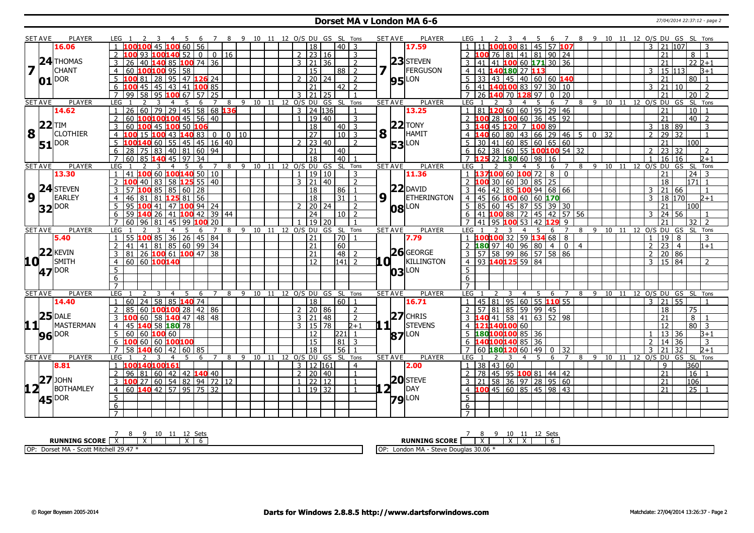# Dorset MA v London MA 6-6

| SET AVE | PLAYER | LEG | 1 | 2 | 3 | 4 | 5 | 6 | 7 | 8 | 9 | 10 | 11 | 12 | O/S | DU | GS | SL | Tons | SET AVE | PLAYER | LEG | 1 | 2 | 3 | 4 | 5 | 6 | 7 | 8 | 9 | 10 | 11 | 12 | O/S | DU | GS | SL | Tons |
|---|---|---|---|---|---|---|---|---|---|---|---|---|---|---|---|---|---|---|---|---|---|---|---|---|---|---|---|---|---|---|---|---|---|---|---|---|---|---|---|
| 16.06 | | 1 | 100 | 100 | 45 | 100 | 60 | 56 | | | | | | | | 18 | | 40 | 3 | 17.59 | | 1 | 11 | 100 | 100 | 81 | 45 | 57 | 107 | | | | | | 3 | 21 | 107 | | 3 |
| 24 | THOMAS | 2 | 100 | 93 | 100 | 140 | 52 | 0 | 0 | 16 | | | | | 2 | 23 | 16 | | 3 | 23 | STEVEN | 2 | 100 | 76 | 81 | 41 | 81 | 90 | 24 | | | | | | | 21 | | 8 | 1 |
| 7 | CHANT | 3 | 26 | 40 | 140 | 85 | 100 | 74 | 36 | | | | | | 3 | 21 | 36 | | 2 | 7 | FERGUSON | 3 | 41 | 41 | 100 | 60 | 171 | 30 | 36 | | | | | | | 21 | | 22 | 2+1 |
| 01 | DOR | 4 | 60 | 100 | 100 | 95 | 58 | | | | | | | | | 15 | | 88 | 2 | 95 | LON | 4 | 41 | 140 | 180 | 27 | 113 | | | | | | | | 3 | 15 | 113 | | 3+1 |
| | | 5 | 100 | 81 | 28 | 95 | 47 | 126 | 24 | | | | | | 2 | 20 | 24 | | 2 | | | 5 | 33 | 43 | 45 | 40 | 60 | 60 | 140 | | | | | | | 21 | | 80 | 1 |
| | | 6 | 100 | 45 | 45 | 43 | 41 | 100 | 85 | | | | | | | 21 | | 42 | 2 | | | 6 | 41 | 140 | 100 | 83 | 97 | 30 | 10 | | | | | | 3 | 21 | 10 | | 2 |
| | | 7 | 99 | 58 | 95 | 100 | 67 | 57 | 25 | | | | | | 3 | 21 | 25 | | 1 | | | 7 | 26 | 140 | 70 | 128 | 97 | 0 | 20 | | | | | | | 21 | | 20 | 2 |
| 14.62 | | 1 | 26 | 60 | 79 | 29 | 45 | 58 | 68 | 136 | | | | | 3 | 24 | 136 | | 1 | 13.25 | | 1 | 81 | 120 | 60 | 60 | 95 | 29 | 46 | | | | | | | 21 | | 10 | 1 |
| 22 | TIM | 2 | 60 | 100 | 100 | 100 | 45 | 56 | 40 | | | | | | 1 | 19 | 40 | | 3 | 22 | TONY | 2 | 100 | 28 | 100 | 60 | 36 | 45 | 92 | | | | | | | 21 | | 40 | 2 |
| 8 | CLOTHIER | 3 | 60 | 100 | 45 | 100 | 50 | 106 | | | | | | | | 18 | | 40 | 3 | 8 | HAMIT | 3 | 140 | 45 | 120 | 7 | 100 | 89 | | | | | | | 3 | 18 | 89 | | 3 |
| 51 | DOR | 4 | 100 | 15 | 100 | 43 | 140 | 83 | 0 | 0 | 10 | | | | | 27 | | 10 | 3 | 53 | LON | 4 | 140 | 60 | 80 | 43 | 66 | 29 | 46 | 5 | 0 | 32 | | | 2 | 29 | 32 | | 1 |
| | | 5 | 100 | 140 | 60 | 55 | 45 | 45 | 16 | 40 | | | | | 2 | 23 | 40 | | 2 | | | 5 | 30 | 41 | 60 | 85 | 60 | 65 | 60 | | | | | | | 21 | | 100 | |
| | | 6 | 28 | 75 | 83 | 40 | 81 | 60 | 94 | | | | | | | 21 | | 40 | | | | 6 | 62 | 38 | 60 | 55 | 100 | 100 | 54 | 32 | | | | | 2 | 23 | 32 | | 2 |
| | | 7 | 60 | 85 | 140 | 45 | 97 | 34 | | | | | | | | 18 | | 40 | 1 | | | 7 | 125 | 22 | 180 | 60 | 98 | 16 | | | | | | | 1 | 16 | 16 | | 2+1 |
| 13.30 | | 1 | 41 | 100 | 60 | 100 | 140 | 50 | 10 | | | | | | 1 | 19 | 10 | | 3 | 11.36 | | 1 | 137 | 100 | 60 | 100 | 72 | 8 | 0 | | | | | | | 21 | | 24 | 3 |
| 24 | STEVEN | 2 | 100 | 40 | 83 | 58 | 125 | 55 | 40 | | | | | | 3 | 21 | 40 | | 2 | 22 | DAVID | 2 | 100 | 30 | 60 | 30 | 85 | 25 | | | | | | | | 18 | | 171 | 1 |
| 9 | EARLEY | 3 | 57 | 100 | 85 | 85 | 60 | 28 | | | | | | | | 18 | | 86 | 1 | 9 | ETHERINGTON | 3 | 46 | 42 | 85 | 100 | 94 | 68 | 66 | | | | | | 3 | 21 | 66 | | 1 |
| 32 | DOR | 4 | 46 | 81 | 81 | 125 | 81 | 56 | | | | | | | | 18 | | 31 | 1 | 08 | LON | 4 | 45 | 66 | 100 | 60 | 60 | 170 | | | | | | | 3 | 18 | 170 | | 2+1 |
| | | 5 | 95 | 100 | 41 | 47 | 100 | 94 | 24 | | | | | | 2 | 20 | 24 | | 2 | | | 5 | 85 | 60 | 45 | 87 | 55 | 39 | 30 | | | | | | | 21 | | 100 | |
| | | 6 | 59 | 140 | 26 | 41 | 100 | 42 | 39 | 44 | | | | | | 24 | | 10 | 2 | | | 6 | 41 | 100 | 88 | 72 | 45 | 42 | 57 | 56 | | | | | 3 | 24 | 56 | | 1 |
| | | 7 | 60 | 96 | 81 | 45 | 99 | 100 | 20 | | | | | | 1 | 19 | 20 | | 1 | | | 7 | 41 | 95 | 100 | 53 | 42 | 129 | 9 | | | | | | | 21 | | 32 | 2 |
| 5.40 | | 1 | 55 | 100 | 85 | 36 | 26 | 45 | 84 | | | | | | | 21 | | 70 | 1 | 7.79 | | 1 | 100 | 100 | 32 | 59 | 134 | 68 | 8 | | | | | | 1 | 19 | 8 | | 3 |
| 22 | KEVIN | 2 | 41 | 41 | 81 | 85 | 60 | 99 | 34 | | | | | | | 21 | | 60 | | 26 | GEORGE | 2 | 180 | 97 | 40 | 96 | 80 | 4 | 0 | 4 | | | | | 2 | 23 | 4 | | 1+1 |
| 10 | SMITH | 3 | 81 | 26 | 100 | 61 | 100 | 47 | 38 | | | | | | | 21 | | 48 | 2 | 10 | KILLINGTON | 3 | 57 | 58 | 99 | 86 | 57 | 58 | 86 | | | | | | 2 | 20 | 86 | | |
| 47 | DOR | 4 | 60 | 60 | 100 | 140 | | | | | | | | | | 12 | | 141 | 2 | 03 | LON | 4 | 93 | 140 | 125 | 59 | 84 | | | | | | | | 3 | 15 | 84 | | 2 |
| | | 5 | | | | | | | | | | | | | | | | | | | | 5 | | | | | | | | | | | | | | | | | |
| | | 6 | | | | | | | | | | | | | | | | | | | | 6 | | | | | | | | | | | | | | | | | |
| | | 7 | | | | | | | | | | | | | | | | | | | | 7 | | | | | | | | | | | | | | | | | |
| 14.40 | | 1 | 60 | 24 | 58 | 85 | 140 | 74 | | | | | | | | 18 | | 60 | 1 | 16.71 | | 1 | 45 | 81 | 95 | 60 | 55 | 110 | 55 | | | | | | 3 | 21 | 55 | | 1 |
| 25 | DALE | 2 | 85 | 60 | 100 | 100 | 28 | 42 | 86 | | | | | | 2 | 20 | 86 | | 2 | 27 | CHRIS | 2 | 57 | 81 | 85 | 59 | 99 | 45 | | | | | | | | 18 | | 75 | |
| 11 | MASTERMAN | 3 | 100 | 60 | 58 | 140 | 47 | 48 | 48 | | | | | | 3 | 21 | 48 | | 2 | 11 | STEVENS | 3 | 140 | 41 | 58 | 41 | 63 | 52 | 98 | | | | | | | 21 | | 8 | 1 |
| 96 | DOR | 4 | 45 | 140 | 58 | 180 | 78 | | | | | | | | 3 | 15 | 78 | | 2+1 | 87 | LON | 4 | 121 | 140 | 100 | 60 | | | | | | | | | | 12 | | 80 | 3 |
| | | 5 | 60 | 60 | 100 | 60 | | | | | | | | | | 12 | | 221 | 1 | | | 5 | 180 | 100 | 100 | 85 | 36 | | | | | | | | 1 | 13 | 36 | | 3+1 |
| | | 6 | 100 | 60 | 60 | 100 | 100 | | | | | | | | | 15 | | 81 | 3 | | | 6 | 140 | 100 | 140 | 85 | 36 | | | | | | | | 2 | 14 | 36 | | 3 |
| | | 7 | 58 | 140 | 60 | 42 | 60 | 85 | | | | | | | | 18 | | 56 | 1 | | | 7 | 60 | 180 | 120 | 60 | 49 | 0 | 32 | | | | | | 3 | 21 | 32 | | 2+1 |
| 8.81 | | 1 | 100 | 140 | 100 | 161 | | | | | | | | | 3 | 12 | 161 | | 4 | 2.00 | | 1 | 38 | 43 | 60 | | | | | | | | | | | 9 | | 360 | |
| 27 | JOHN | 2 | 96 | 81 | 60 | 42 | 42 | 140 | 40 | | | | | | 2 | 20 | 40 | | 1 | 20 | STEVE | 2 | 78 | 45 | 95 | 100 | 81 | 44 | 42 | | | | | | | 21 | | 16 | 1 |
| 12 | BOTHAMLEY | 3 | 100 | 27 | 60 | 54 | 82 | 94 | 72 | 12 | | | | | 1 | 22 | 12 | | 1 | 12 | DAY | 3 | 21 | 58 | 36 | 97 | 28 | 95 | 60 | | | | | | | 21 | | 106 | |
| 45 | DOR | 4 | 60 | 140 | 42 | 57 | 95 | 75 | 32 | | | | | | 1 | 19 | 32 | | 1 | 79 | LON | 4 | 100 | 45 | 60 | 85 | 45 | 98 | 43 | | | | | | | 21 | | 25 | 1 |
| | | 5 | | | | | | | | | | | | | | | | | | | | 5 | | | | | | | | | | | | | | | | | |
| | | 6 | | | | | | | | | | | | | | | | | | | | 6 | | | | | | | | | | | | | | | | | |
| | | 7 | | | | | | | | | | | | | | | | | | | | 7 | | | | | | | | | | | | | | | | | |

| RUNNING SCORE | 7 | 8 | 9 | 10 | 11 | 12 | Sets |
|---|---|---|---|---|---|---|---|
| Dorset MA | X | | X | | | X | 6 |
| London MA | | X | | X | X | | 6 |

OP: Dorset MA - Scott Mitchell 29.47 *

OP: London MA - Steve Douglas 30.06 *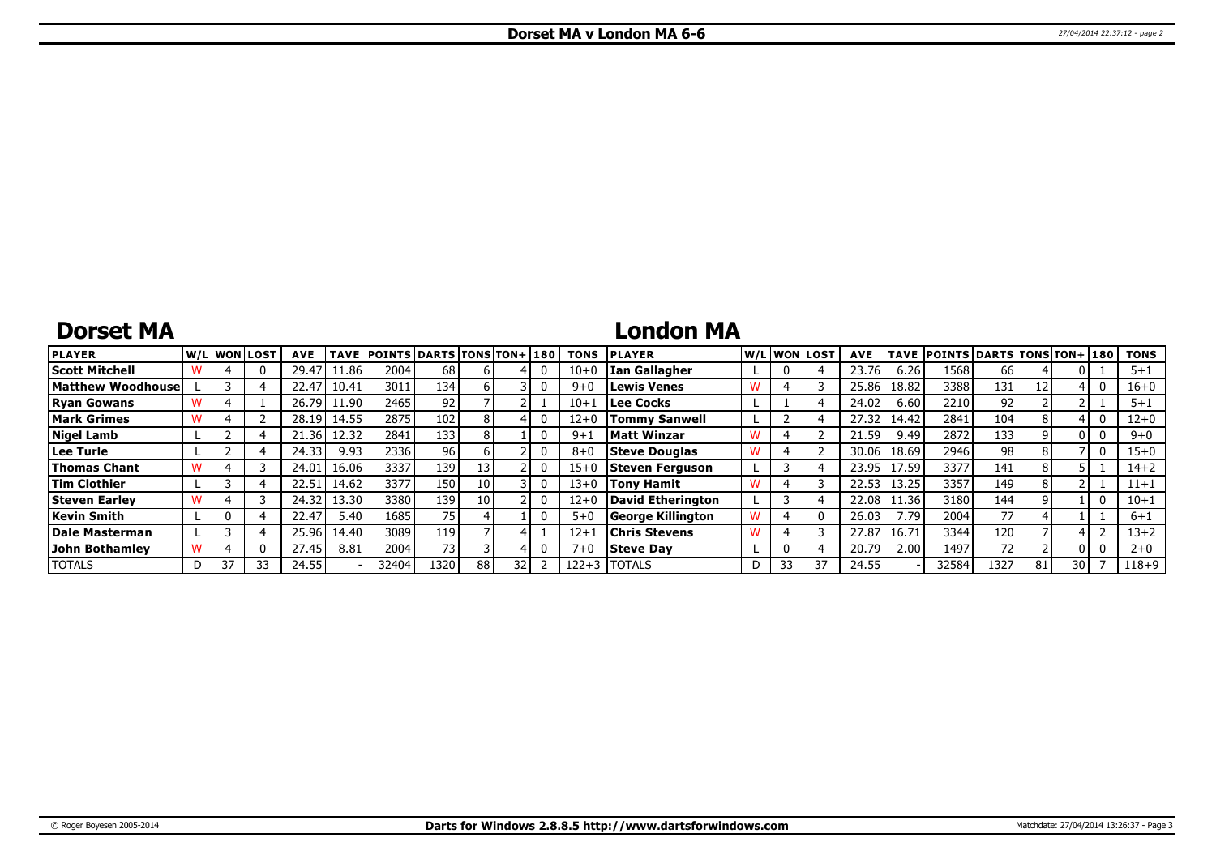# Dorset MA v London MA 6-6

## Dorset MA

| PLAYER | W/L | WON | LOST | AVE | TAVE | POINTS | DARTS | TONS | TON+ | 180 | TONS |
|---|---|---|---|---|---|---|---|---|---|---|---|
| Scott Mitchell | W | 4 | 0 | 29.47 | 11.86 | 2004 | 68 | 6 | 4 | 0 | 10+0 |
| Matthew Woodhouse | L | 3 | 4 | 22.47 | 10.41 | 3011 | 134 | 6 | 3 | 0 | 9+0 |
| Ryan Gowans | W | 4 | 1 | 26.79 | 11.90 | 2465 | 92 | 7 | 2 | 1 | 10+1 |
| Mark Grimes | W | 4 | 2 | 28.19 | 14.55 | 2875 | 102 | 8 | 4 | 0 | 12+0 |
| Nigel Lamb | L | 2 | 4 | 21.36 | 12.32 | 2841 | 133 | 8 | 1 | 0 | 9+1 |
| Lee Turle | L | 2 | 4 | 24.33 | 9.93 | 2336 | 96 | 6 | 2 | 0 | 8+0 |
| Thomas Chant | W | 4 | 3 | 24.01 | 16.06 | 3337 | 139 | 13 | 2 | 0 | 15+0 |
| Tim Clothier | L | 3 | 4 | 22.51 | 14.62 | 3377 | 150 | 10 | 3 | 0 | 13+0 |
| Steven Earley | W | 4 | 3 | 24.32 | 13.30 | 3380 | 139 | 10 | 2 | 0 | 12+0 |
| Kevin Smith | L | 0 | 4 | 22.47 | 5.40 | 1685 | 75 | 4 | 1 | 0 | 5+0 |
| Dale Masterman | L | 3 | 4 | 25.96 | 14.40 | 3089 | 119 | 7 | 4 | 1 | 12+1 |
| John Bothamley | W | 4 | 0 | 27.45 | 8.81 | 2004 | 73 | 3 | 4 | 0 | 7+0 |
| TOTALS | D | 37 | 33 | 24.55 | - | 32404 | 1320 | 88 | 32 | 2 | 122+3 |

## London MA

| PLAYER | W/L | WON | LOST | AVE | TAVE | POINTS | DARTS | TONS | TON+ | 180 | TONS |
|---|---|---|---|---|---|---|---|---|---|---|---|
| Ian Gallagher | L | 0 | 4 | 23.76 | 6.26 | 1568 | 66 | 4 | 0 | 1 | 5+1 |
| Lewis Venes | W | 4 | 3 | 25.86 | 18.82 | 3388 | 131 | 12 | 4 | 0 | 16+0 |
| Lee Cocks | L | 1 | 4 | 24.02 | 6.60 | 2210 | 92 | 2 | 2 | 1 | 5+1 |
| Tommy Sanwell | L | 2 | 4 | 27.32 | 14.42 | 2841 | 104 | 8 | 4 | 0 | 12+0 |
| Matt Winzar | W | 4 | 2 | 21.59 | 9.49 | 2872 | 133 | 9 | 0 | 0 | 9+0 |
| Steve Douglas | W | 4 | 2 | 30.06 | 18.69 | 2946 | 98 | 8 | 7 | 0 | 15+0 |
| Steven Ferguson | L | 3 | 4 | 23.95 | 17.59 | 3377 | 141 | 8 | 5 | 1 | 14+2 |
| Tony Hamit | W | 4 | 3 | 22.53 | 13.25 | 3357 | 149 | 8 | 2 | 1 | 11+1 |
| David Etherington | L | 3 | 4 | 22.08 | 11.36 | 3180 | 144 | 9 | 1 | 0 | 10+1 |
| George Killington | W | 4 | 0 | 26.03 | 7.79 | 2004 | 77 | 4 | 1 | 1 | 6+1 |
| Chris Stevens | W | 4 | 3 | 27.87 | 16.71 | 3344 | 120 | 7 | 4 | 2 | 13+2 |
| Steve Day | L | 0 | 4 | 20.79 | 2.00 | 1497 | 72 | 2 | 0 | 0 | 2+0 |
| TOTALS | D | 33 | 37 | 24.55 | - | 32584 | 1327 | 81 | 30 | 7 | 118+9 |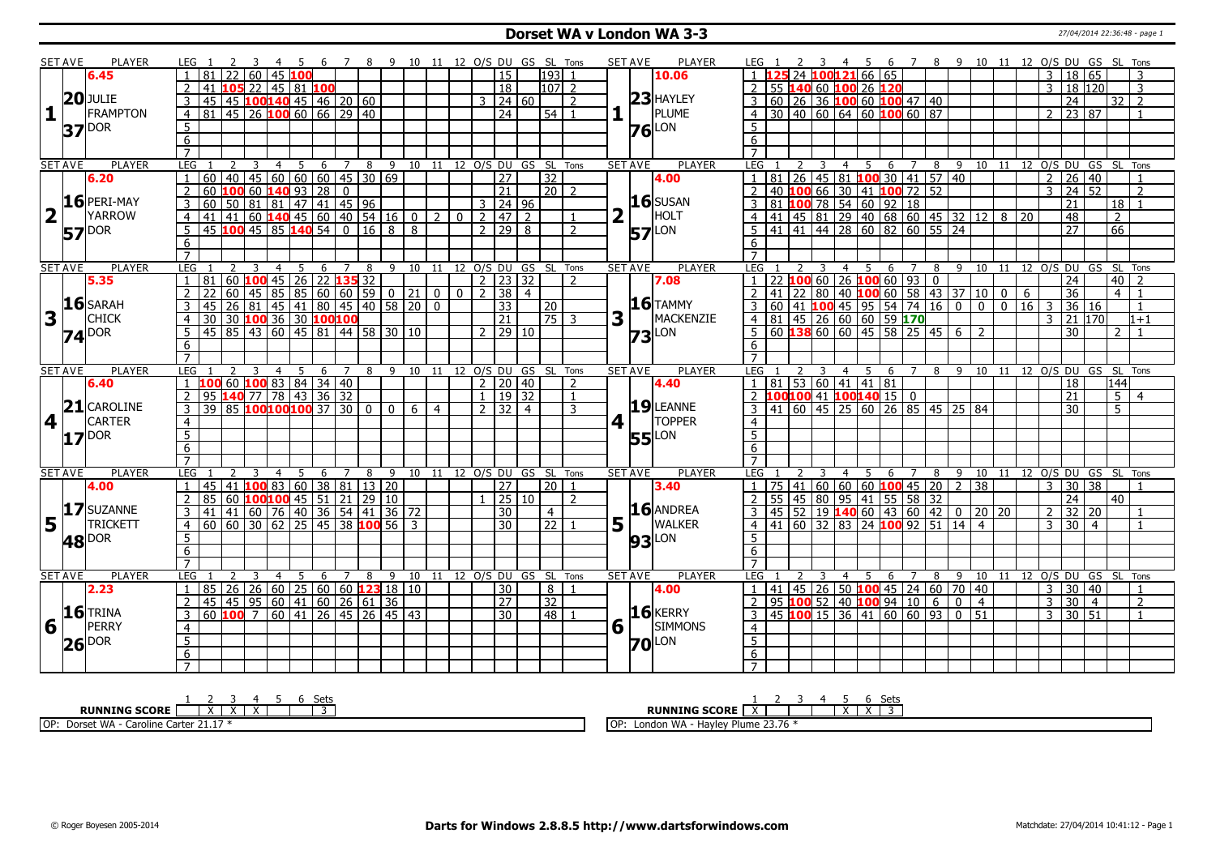# Dorset WA v London WA 3-3

## Set 1

| SET AVE | PLAYER | LEG | 1 | 2 | 3 | 4 | 5 | 6 | 7 | 8 | 9 | 10 | 11 | 12 | O/S | DU | GS | SL | Tons |
|---|---|---|---|---|---|---|---|---|---|---|---|---|---|---|---|---|---|---|---|
| 6.45 | JULIE FRAMPTON | 1 | 81 | 22 | 60 | 45 | 100 | | | | | | | | | 15 | | 193 | 1 |
| 20.37 | DOR | 2 | 41 | 105 | 22 | 45 | 81 | 100 | | | | | | | | 18 | | 107 | 2 |
| | | 3 | 45 | 45 | 100 | 140 | 45 | 46 | 20 | 60 | | | | | 3 | 24 | 60 | | 2 |
| | | 4 | 81 | 45 | 26 | 100 | 60 | 66 | 29 | 40 | | | | | | 24 | | 54 | 1 |

| SET AVE | PLAYER | LEG | 1 | 2 | 3 | 4 | 5 | 6 | 7 | 8 | 9 | 10 | 11 | 12 | O/S | DU | GS | SL | Tons |
|---|---|---|---|---|---|---|---|---|---|---|---|---|---|---|---|---|---|---|---|
| 10.06 | HAYLEY PLUME | 1 | 125 | 24 | 100 | 121 | 66 | 65 | | | | | | | 3 | 18 | 65 | | 3 |
| 23.76 | LON | 2 | 55 | 140 | 60 | 100 | 26 | 120 | | | | | | | 3 | 18 | 120 | | 3 |
| | | 3 | 60 | 26 | 36 | 100 | 60 | 100 | 47 | 40 | | | | | | 24 | | 32 | 2 |
| | | 4 | 30 | 40 | 60 | 64 | 60 | 100 | 60 | 87 | | | | | 2 | 23 | 87 | | 1 |

## Set 2

| SET AVE | PLAYER | LEG | 1 | 2 | 3 | 4 | 5 | 6 | 7 | 8 | 9 | 10 | 11 | 12 | O/S | DU | GS | SL | Tons |
|---|---|---|---|---|---|---|---|---|---|---|---|---|---|---|---|---|---|---|---|
| 6.20 | PERI-MAY YARROW | 1 | 60 | 40 | 45 | 60 | 60 | 60 | 45 | 30 | 69 | | | | | 27 | | 32 | |
| 16.57 | DOR | 2 | 60 | 100 | 60 | 140 | 93 | 28 | 0 | | | | | | | 21 | | 20 | 2 |
| | | 3 | 60 | 50 | 81 | 81 | 47 | 41 | 45 | 96 | | | | | 3 | 24 | 96 | | |
| | | 4 | 41 | 41 | 60 | 140 | 45 | 60 | 40 | 54 | 16 | 0 | 2 | 0 | 2 | 47 | 2 | | 1 |
| | | 5 | 45 | 100 | 45 | 85 | 140 | 54 | 0 | 16 | 8 | 8 | | | 2 | 29 | 8 | | 2 |

| SET AVE | PLAYER | LEG | 1 | 2 | 3 | 4 | 5 | 6 | 7 | 8 | 9 | 10 | 11 | 12 | O/S | DU | GS | SL | Tons |
|---|---|---|---|---|---|---|---|---|---|---|---|---|---|---|---|---|---|---|---|
| 4.00 | SUSAN HOLT | 1 | 81 | 26 | 45 | 81 | 100 | 30 | 41 | 57 | 40 | | | | 2 | 26 | 40 | | 1 |
| 16.57 | LON | 2 | 40 | 100 | 66 | 30 | 41 | 100 | 72 | 52 | | | | | 3 | 24 | 52 | | 2 |
| | | 3 | 81 | 100 | 78 | 54 | 60 | 92 | 18 | | | | | | | 21 | | 18 | 1 |
| | | 4 | 41 | 45 | 81 | 29 | 40 | 68 | 60 | 45 | 32 | 12 | 8 | 20 | | 48 | | 2 | |
| | | 5 | 41 | 41 | 44 | 28 | 60 | 82 | 60 | 55 | 24 | | | | | 27 | | 66 | |

## Set 3

| SET AVE | PLAYER | LEG | 1 | 2 | 3 | 4 | 5 | 6 | 7 | 8 | 9 | 10 | 11 | 12 | O/S | DU | GS | SL | Tons |
|---|---|---|---|---|---|---|---|---|---|---|---|---|---|---|---|---|---|---|---|
| 5.35 | SARAH CHICK | 1 | 81 | 60 | 100 | 45 | 26 | 22 | 135 | 32 | | | | | 2 | 23 | 32 | | 2 |
| 16.74 | DOR | 2 | 22 | 60 | 45 | 85 | 85 | 60 | 60 | 59 | 0 | 21 | 0 | 0 | 2 | 38 | 4 | | |
| | | 3 | 45 | 26 | 81 | 45 | 41 | 80 | 45 | 40 | 58 | 20 | 0 | | | 33 | | 20 | |
| | | 4 | 30 | 30 | 100 | 36 | 30 | 100 | 100 | | | | | | | 21 | | 75 | 3 |
| | | 5 | 45 | 85 | 43 | 60 | 45 | 81 | 44 | 58 | 30 | 10 | | | 2 | 29 | 10 | | |

| SET AVE | PLAYER | LEG | 1 | 2 | 3 | 4 | 5 | 6 | 7 | 8 | 9 | 10 | 11 | 12 | O/S | DU | GS | SL | Tons |
|---|---|---|---|---|---|---|---|---|---|---|---|---|---|---|---|---|---|---|---|
| 7.08 | TAMMY MACKENZIE | 1 | 22 | 100 | 60 | 26 | 100 | 60 | 93 | 0 | | | | | | 24 | | 40 | 2 |
| 16.73 | LON | 2 | 41 | 22 | 80 | 40 | 100 | 60 | 58 | 43 | 37 | 10 | 0 | 6 | | 36 | | 4 | 1 |
| | | 3 | 60 | 41 | 100 | 45 | 95 | 54 | 74 | 16 | 0 | 0 | 0 | 16 | 3 | 36 | 16 | | 1 |
| | | 4 | 81 | 45 | 26 | 60 | 60 | 59 | 170 | | | | | | 3 | 21 | 170 | | 1+1 |
| | | 5 | 60 | 138 | 60 | 60 | 45 | 58 | 25 | 45 | 6 | 2 | | | | 30 | | 2 | 1 |

## Set 4

| SET AVE | PLAYER | LEG | 1 | 2 | 3 | 4 | 5 | 6 | 7 | 8 | 9 | 10 | 11 | 12 | O/S | DU | GS | SL | Tons |
|---|---|---|---|---|---|---|---|---|---|---|---|---|---|---|---|---|---|---|---|
| 6.40 | CAROLINE CARTER | 1 | 100 | 60 | 100 | 83 | 84 | 34 | 40 | | | | | | 2 | 20 | 40 | | 2 |
| 21.17 | DOR | 2 | 95 | 140 | 77 | 78 | 43 | 36 | 32 | | | | | | 1 | 19 | 32 | | 1 |
| | | 3 | 39 | 85 | 100 | 100 | 100 | 37 | 30 | 0 | 0 | 6 | 4 | | 2 | 32 | 4 | | 3 |

| SET AVE | PLAYER | LEG | 1 | 2 | 3 | 4 | 5 | 6 | 7 | 8 | 9 | 10 | 11 | 12 | O/S | DU | GS | SL | Tons |
|---|---|---|---|---|---|---|---|---|---|---|---|---|---|---|---|---|---|---|---|
| 4.40 | LEANNE TOPPER | 1 | 81 | 53 | 60 | 41 | 41 | 81 | | | | | | | | 18 | | 144 | |
| 19.55 | LON | 2 | 100 | 100 | 41 | 100 | 140 | 15 | 0 | | | | | | | 21 | | 5 | 4 |
| | | 3 | 41 | 60 | 45 | 25 | 60 | 26 | 85 | 45 | 25 | 84 | | | | 30 | | 5 | |

## Set 5

| SET AVE | PLAYER | LEG | 1 | 2 | 3 | 4 | 5 | 6 | 7 | 8 | 9 | 10 | 11 | 12 | O/S | DU | GS | SL | Tons |
|---|---|---|---|---|---|---|---|---|---|---|---|---|---|---|---|---|---|---|---|
| 4.00 | SUZANNE TRICKETT | 1 | 45 | 41 | 100 | 83 | 60 | 38 | 81 | 13 | 20 | | | | | 27 | | 20 | 1 |
| 17.48 | DOR | 2 | 85 | 60 | 100 | 100 | 45 | 51 | 21 | 29 | 10 | | | | 1 | 25 | 10 | | 2 |
| | | 3 | 41 | 41 | 60 | 76 | 40 | 36 | 54 | 41 | 36 | 72 | | | | 30 | | 4 | |
| | | 4 | 60 | 60 | 30 | 62 | 25 | 45 | 38 | 100 | 56 | 3 | | | | 30 | | 22 | 1 |

| SET AVE | PLAYER | LEG | 1 | 2 | 3 | 4 | 5 | 6 | 7 | 8 | 9 | 10 | 11 | 12 | O/S | DU | GS | SL | Tons |
|---|---|---|---|---|---|---|---|---|---|---|---|---|---|---|---|---|---|---|---|
| 3.40 | ANDREA WALKER | 1 | 75 | 41 | 60 | 60 | 60 | 100 | 45 | 20 | 2 | 38 | | | 3 | 30 | 38 | | 1 |
| 16.93 | LON | 2 | 55 | 45 | 80 | 95 | 41 | 55 | 58 | 32 | | | | | | 24 | | 40 | |
| | | 3 | 45 | 52 | 19 | 140 | 60 | 43 | 60 | 42 | 0 | 20 | 20 | | 2 | 32 | 20 | | 1 |
| | | 4 | 41 | 60 | 32 | 83 | 24 | 100 | 92 | 51 | 14 | 4 | | | 3 | 30 | 4 | | 1 |

## Set 6

| SET AVE | PLAYER | LEG | 1 | 2 | 3 | 4 | 5 | 6 | 7 | 8 | 9 | 10 | 11 | 12 | O/S | DU | GS | SL | Tons |
|---|---|---|---|---|---|---|---|---|---|---|---|---|---|---|---|---|---|---|---|
| 2.23 | TRINA PERRY | 1 | 85 | 26 | 26 | 60 | 25 | 60 | 60 | 123 | 18 | 10 | | | | 30 | | 8 | 1 |
| 16.26 | DOR | 2 | 45 | 45 | 95 | 60 | 41 | 60 | 26 | 61 | 36 | | | | | 27 | | 32 | |
| | | 3 | 60 | 100 | 7 | 60 | 41 | 26 | 45 | 26 | 45 | 43 | | | | 30 | | 48 | 1 |

| SET AVE | PLAYER | LEG | 1 | 2 | 3 | 4 | 5 | 6 | 7 | 8 | 9 | 10 | 11 | 12 | O/S | DU | GS | SL | Tons |
|---|---|---|---|---|---|---|---|---|---|---|---|---|---|---|---|---|---|---|---|
| 4.00 | KERRY SIMMONS | 1 | 41 | 45 | 26 | 50 | 100 | 45 | 24 | 60 | 70 | 40 | | | 3 | 30 | 40 | | 1 |
| 16.70 | LON | 2 | 95 | 100 | 52 | 40 | 100 | 94 | 10 | 6 | 0 | 4 | | | 3 | 30 | 4 | | 2 |
| | | 3 | 45 | 100 | 15 | 36 | 41 | 60 | 60 | 93 | 0 | 51 | | | 3 | 30 | 51 | | 1 |

## Running Score

| RUNNING SCORE | 1 | 2 | 3 | 4 | 5 | 6 | Sets |
|---|---|---|---|---|---|---|---|
| Dorset WA | | X | X | X | | | 3 |
| London WA | X | | | | X | X | 3 |

OP: Dorset WA - Caroline Carter 21.17 *

OP: London WA - Hayley Plume 23.76 *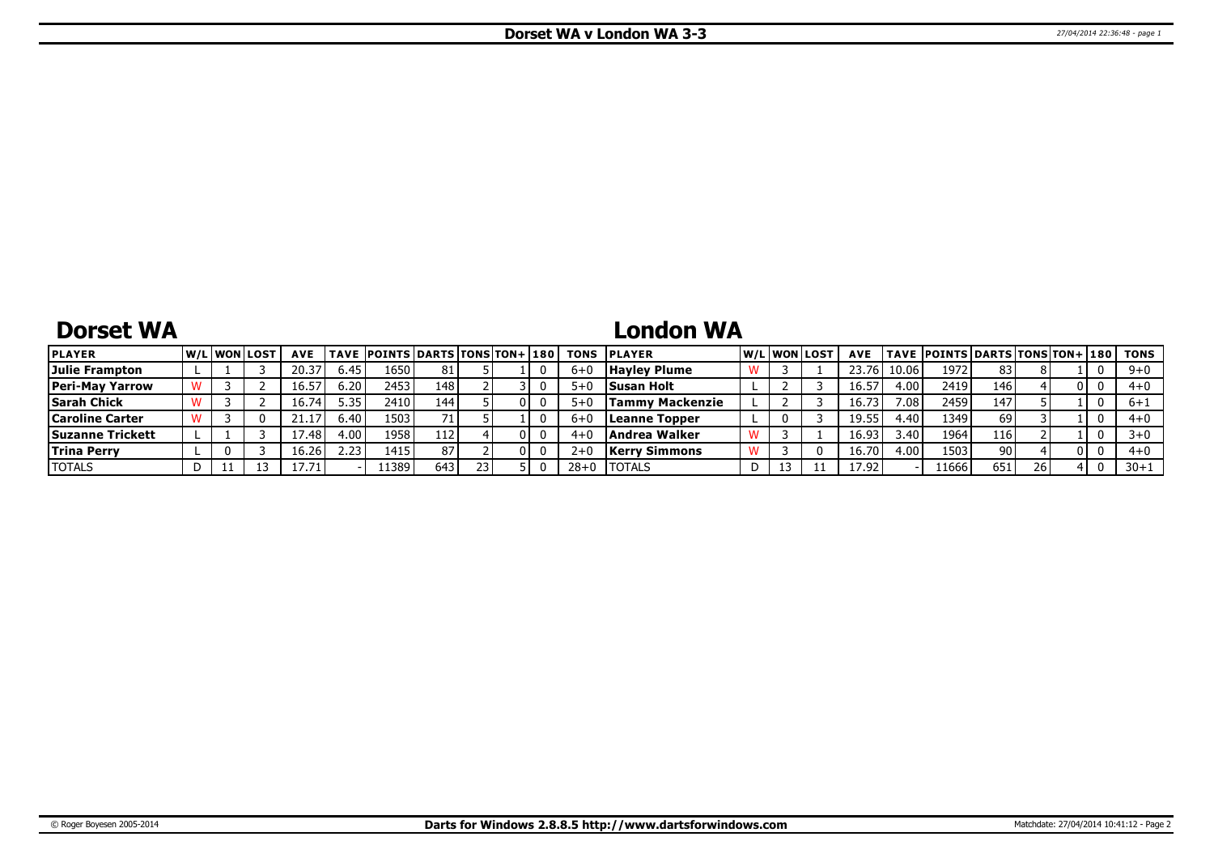# Dorset WA v London WA 3-3

## Dorset WA

| PLAYER | W/L | WON | LOST | AVE | TAVE | POINTS | DARTS | TONS | TON+ | 180 | TONS |
|---|---|---|---|---|---|---|---|---|---|---|---|
| Julie Frampton | L | 1 | 3 | 20.37 | 6.45 | 1650 | 81 | 5 | 1 | 0 | 6+0 |
| Peri-May Yarrow | W | 3 | 2 | 16.57 | 6.20 | 2453 | 148 | 2 | 3 | 0 | 5+0 |
| Sarah Chick | W | 3 | 2 | 16.74 | 5.35 | 2410 | 144 | 5 | 0 | 0 | 5+0 |
| Caroline Carter | W | 3 | 0 | 21.17 | 6.40 | 1503 | 71 | 5 | 1 | 0 | 6+0 |
| Suzanne Trickett | L | 1 | 3 | 17.48 | 4.00 | 1958 | 112 | 4 | 0 | 0 | 4+0 |
| Trina Perry | L | 0 | 3 | 16.26 | 2.23 | 1415 | 87 | 2 | 0 | 0 | 2+0 |
| TOTALS | D | 11 | 13 | 17.71 | - | 11389 | 643 | 23 | 5 | 0 | 28+0 |

## London WA

| PLAYER | W/L | WON | LOST | AVE | TAVE | POINTS | DARTS | TONS | TON+ | 180 | TONS |
|---|---|---|---|---|---|---|---|---|---|---|---|
| Hayley Plume | W | 3 | 1 | 23.76 | 10.06 | 1972 | 83 | 8 | 1 | 0 | 9+0 |
| Susan Holt | L | 2 | 3 | 16.57 | 4.00 | 2419 | 146 | 4 | 0 | 0 | 4+0 |
| Tammy Mackenzie | L | 2 | 3 | 16.73 | 7.08 | 2459 | 147 | 5 | 1 | 0 | 6+1 |
| Leanne Topper | L | 0 | 3 | 19.55 | 4.40 | 1349 | 69 | 3 | 1 | 0 | 4+0 |
| Andrea Walker | W | 3 | 1 | 16.93 | 3.40 | 1964 | 116 | 2 | 1 | 0 | 3+0 |
| Kerry Simmons | W | 3 | 0 | 16.70 | 4.00 | 1503 | 90 | 4 | 0 | 0 | 4+0 |
| TOTALS | D | 13 | 11 | 17.92 | - | 11666 | 651 | 26 | 4 | 0 | 30+1 |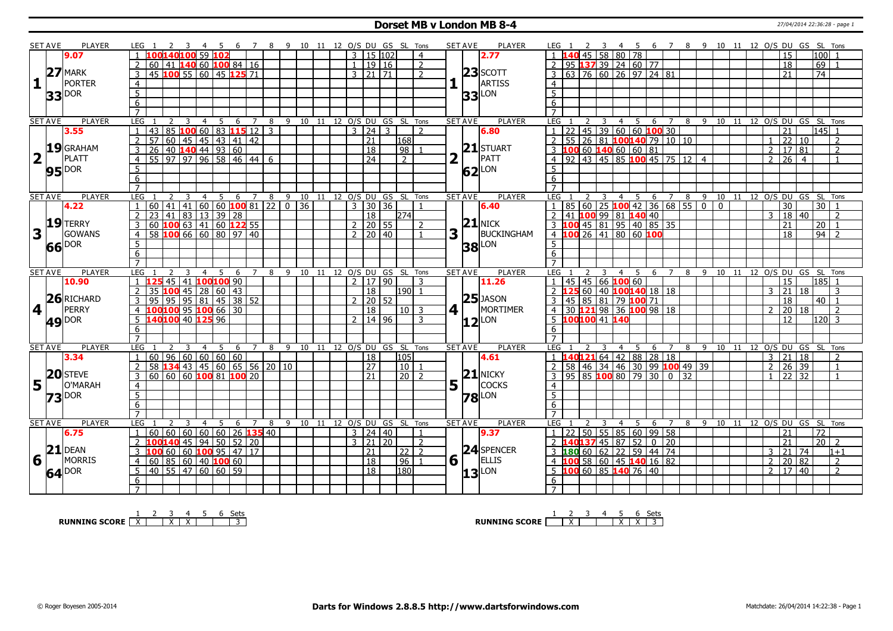# Dorset MB v London MB 8-4

27/04/2014 22:36:28 - page 1

## Set 1

| SET AVE | PLAYER | LEG | 1 | 2 | 3 | 4 | 5 | 6 | 7 | 8 | 9 | 10 | 11 | 12 | O/S | DU | GS | SL | Tons |
|---|---|---|---|---|---|---|---|---|---|---|---|---|---|---|---|---|---|---|---|
| 9.07 | 27 MARK PORTER | 1 | 100 | 140 | 100 | 59 | 102 | | | | | | | | 3 | 15 | 102 | | 4 |
| 33 | DOR | 2 | 60 | 41 | 140 | 60 | 100 | 84 | 16 | | | | | | 1 | 19 | 16 | | 2 |
| | | 3 | 45 | 100 | 55 | 60 | 45 | 125 | 71 | | | | | | 3 | 21 | 71 | | 2 |

| SET AVE | PLAYER | LEG | 1 | 2 | 3 | 4 | 5 | 6 | 7 | 8 | 9 | 10 | 11 | 12 | O/S | DU | GS | SL | Tons |
|---|---|---|---|---|---|---|---|---|---|---|---|---|---|---|---|---|---|---|---|
| 2.77 | 23 SCOTT ARTISS | 1 | 140 | 45 | 58 | 80 | 78 | | | | | | | | | 15 | | 100 | 1 |
| 33 | LON | 2 | 95 | 137 | 39 | 24 | 60 | 77 | | | | | | | | 18 | | 69 | 1 |
| | | 3 | 63 | 76 | 60 | 26 | 97 | 24 | 81 | | | | | | | 21 | | 74 | |

## Set 2

| SET AVE | PLAYER | LEG | 1 | 2 | 3 | 4 | 5 | 6 | 7 | 8 | 9 | 10 | 11 | 12 | O/S | DU | GS | SL | Tons |
|---|---|---|---|---|---|---|---|---|---|---|---|---|---|---|---|---|---|---|---|
| 3.55 | 19 GRAHAM PLATT | 1 | 43 | 85 | 100 | 60 | 83 | 115 | 12 | 3 | | | | | 3 | 24 | 3 | | 2 |
| 95 | DOR | 2 | 57 | 60 | 45 | 45 | 43 | 41 | 42 | | | | | | | 21 | | 168 | |
| | | 3 | 26 | 40 | 140 | 44 | 93 | 60 | | | | | | | | 18 | | 98 | 1 |
| | | 4 | 55 | 97 | 97 | 96 | 58 | 46 | 44 | 6 | | | | | | 24 | | 2 | |

| SET AVE | PLAYER | LEG | 1 | 2 | 3 | 4 | 5 | 6 | 7 | 8 | 9 | 10 | 11 | 12 | O/S | DU | GS | SL | Tons |
|---|---|---|---|---|---|---|---|---|---|---|---|---|---|---|---|---|---|---|---|
| 6.80 | 21 STUART PATT | 1 | 22 | 45 | 39 | 60 | 60 | 100 | 30 | | | | | | | 21 | | 145 | 1 |
| 62 | LON | 2 | 55 | 26 | 81 | 100 | 140 | 79 | 10 | 10 | | | | | 1 | 22 | 10 | | 2 |
| | | 3 | 100 | 60 | 140 | 60 | 60 | 81 | | | | | | | 2 | 17 | 81 | | 2 |
| | | 4 | 92 | 43 | 45 | 85 | 100 | 45 | 75 | 12 | 4 | | | | 2 | 26 | 4 | | 1 |

## Set 3

| SET AVE | PLAYER | LEG | 1 | 2 | 3 | 4 | 5 | 6 | 7 | 8 | 9 | 10 | 11 | 12 | O/S | DU | GS | SL | Tons |
|---|---|---|---|---|---|---|---|---|---|---|---|---|---|---|---|---|---|---|---|
| 4.22 | 19 TERRY GOWANS | 1 | 60 | 41 | 41 | 60 | 60 | 100 | 81 | 22 | 0 | 36 | | | 3 | 30 | 36 | | 1 |
| 66 | DOR | 2 | 23 | 41 | 83 | 13 | 39 | 28 | | | | | | | | 18 | | 274 | |
| | | 3 | 60 | 100 | 63 | 41 | 60 | 122 | 55 | | | | | | 2 | 20 | 55 | | 2 |
| | | 4 | 58 | 100 | 66 | 60 | 80 | 97 | 40 | | | | | | 2 | 20 | 40 | | 1 |

| SET AVE | PLAYER | LEG | 1 | 2 | 3 | 4 | 5 | 6 | 7 | 8 | 9 | 10 | 11 | 12 | O/S | DU | GS | SL | Tons |
|---|---|---|---|---|---|---|---|---|---|---|---|---|---|---|---|---|---|---|---|
| 6.40 | 21 NICK BUCKINGHAM | 1 | 85 | 60 | 25 | 100 | 42 | 36 | 68 | 55 | 0 | 0 | | | | 30 | | 30 | 1 |
| 38 | LON | 2 | 41 | 100 | 99 | 81 | 140 | 40 | | | | | | | 3 | 18 | 40 | | 2 |
| | | 3 | 100 | 45 | 81 | 95 | 40 | 85 | 35 | | | | | | | 21 | | 20 | 1 |
| | | 4 | 100 | 26 | 41 | 80 | 60 | 100 | | | | | | | | 18 | | 94 | 2 |

## Set 4

| SET AVE | PLAYER | LEG | 1 | 2 | 3 | 4 | 5 | 6 | 7 | 8 | 9 | 10 | 11 | 12 | O/S | DU | GS | SL | Tons |
|---|---|---|---|---|---|---|---|---|---|---|---|---|---|---|---|---|---|---|---|
| 10.90 | 26 RICHARD PERRY | 1 | 125 | 45 | 41 | 100 | 100 | 90 | | | | | | | 2 | 17 | 90 | | 3 |
| 49 | DOR | 2 | 35 | 100 | 45 | 28 | 60 | 43 | | | | | | | | 18 | | 190 | 1 |
| | | 3 | 95 | 95 | 95 | 81 | 45 | 38 | 52 | | | | | | 2 | 20 | 52 | | |
| | | 4 | 100 | 100 | 95 | 100 | 66 | 30 | | | | | | | | 18 | | 10 | 3 |
| | | 5 | 140 | 100 | 40 | 125 | 96 | | | | | | | | 2 | 14 | 96 | | 3 |

| SET AVE | PLAYER | LEG | 1 | 2 | 3 | 4 | 5 | 6 | 7 | 8 | 9 | 10 | 11 | 12 | O/S | DU | GS | SL | Tons |
|---|---|---|---|---|---|---|---|---|---|---|---|---|---|---|---|---|---|---|---|
| 11.26 | 25 JASON MORTIMER | 1 | 45 | 45 | 66 | 100 | 60 | | | | | | | | | 15 | | 185 | 1 |
| 12 | LON | 2 | 125 | 60 | 40 | 100 | 140 | 18 | 18 | | | | | | 3 | 21 | 18 | | 3 |
| | | 3 | 45 | 85 | 81 | 79 | 100 | 71 | | | | | | | | 18 | | 40 | 1 |
| | | 4 | 30 | 121 | 98 | 36 | 100 | 98 | 18 | | | | | | 2 | 20 | 18 | | 2 |
| | | 5 | 100 | 100 | 41 | 140 | | | | | | | | | | 12 | | 120 | 3 |

## Set 5

| SET AVE | PLAYER | LEG | 1 | 2 | 3 | 4 | 5 | 6 | 7 | 8 | 9 | 10 | 11 | 12 | O/S | DU | GS | SL | Tons |
|---|---|---|---|---|---|---|---|---|---|---|---|---|---|---|---|---|---|---|---|
| 3.34 | 20 STEVE O'MARAH | 1 | 60 | 96 | 60 | 60 | 60 | 60 | | | | | | | | 18 | | 105 | |
| 73 | DOR | 2 | 58 | 134 | 43 | 45 | 60 | 65 | 56 | 20 | 10 | | | | | 27 | | 10 | 1 |
| | | 3 | 60 | 60 | 60 | 100 | 81 | 100 | 20 | | | | | | | 21 | | 20 | 2 |

| SET AVE | PLAYER | LEG | 1 | 2 | 3 | 4 | 5 | 6 | 7 | 8 | 9 | 10 | 11 | 12 | O/S | DU | GS | SL | Tons |
|---|---|---|---|---|---|---|---|---|---|---|---|---|---|---|---|---|---|---|---|
| 4.61 | 21 NICKY COCKS | 1 | 140 | 121 | 64 | 42 | 88 | 28 | 18 | | | | | | 3 | 21 | 18 | | 2 |
| 78 | LON | 2 | 58 | 46 | 34 | 46 | 30 | 99 | 100 | 49 | 39 | | | | 2 | 26 | 39 | | 1 |
| | | 3 | 95 | 85 | 100 | 80 | 79 | 30 | 0 | 32 | | | | | 1 | 22 | 32 | | 1 |

## Set 6

| SET AVE | PLAYER | LEG | 1 | 2 | 3 | 4 | 5 | 6 | 7 | 8 | 9 | 10 | 11 | 12 | O/S | DU | GS | SL | Tons |
|---|---|---|---|---|---|---|---|---|---|---|---|---|---|---|---|---|---|---|---|
| 6.75 | 21 DEAN MORRIS | 1 | 60 | 60 | 60 | 60 | 60 | 26 | 135 | 40 | | | | | 3 | 24 | 40 | | 1 |
| 64 | DOR | 2 | 100 | 140 | 45 | 94 | 50 | 52 | 20 | | | | | | 3 | 21 | 20 | | 2 |
| | | 3 | 100 | 60 | 60 | 100 | 95 | 47 | 17 | | | | | | | 21 | | 22 | 2 |
| | | 4 | 60 | 85 | 60 | 40 | 100 | 60 | | | | | | | | 18 | | 96 | 1 |
| | | 5 | 40 | 55 | 47 | 60 | 60 | 59 | | | | | | | | 18 | | 180 | |

| SET AVE | PLAYER | LEG | 1 | 2 | 3 | 4 | 5 | 6 | 7 | 8 | 9 | 10 | 11 | 12 | O/S | DU | GS | SL | Tons |
|---|---|---|---|---|---|---|---|---|---|---|---|---|---|---|---|---|---|---|---|
| 9.37 | 24 SPENCER ELLIS | 1 | 22 | 50 | 55 | 85 | 60 | 99 | 58 | | | | | | | 21 | | 72 | |
| 13 | LON | 2 | 140 | 137 | 45 | 87 | 52 | 0 | 20 | | | | | | | 21 | | 20 | 2 |
| | | 3 | 180 | 60 | 62 | 22 | 59 | 44 | 74 | | | | | | 3 | 21 | 74 | | 1+1 |
| | | 4 | 100 | 58 | 60 | 45 | 140 | 16 | 82 | | | | | | 2 | 20 | 82 | | 2 |
| | | 5 | 100 | 60 | 85 | 140 | 76 | 40 | | | | | | | 2 | 17 | 40 | | 2 |

## Running Score

| | 1 | 2 | 3 | 4 | 5 | 6 | Sets |
|---|---|---|---|---|---|---|---|
| RUNNING SCORE (DOR) | X | | X | X | | | 3 |
| RUNNING SCORE (LON) | | X | | | X | X | 3 |

© Roger Boyesen 2005-2014 | Darts for Windows 2.8.8.5 http://www.dartsforwindows.com | Matchdate: 26/04/2014 14:22:38 - Page 1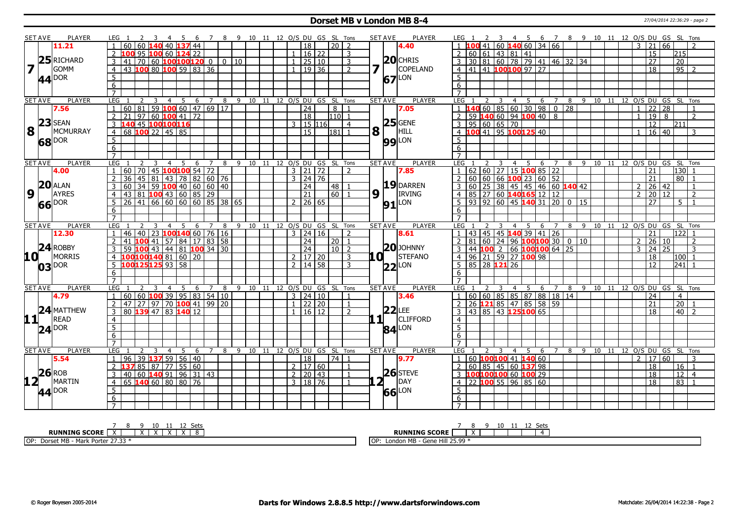# Dorset MB v London MB 8-4

## Set 7

| SET AVE | PLAYER | LEG | 1 | 2 | 3 | 4 | 5 | 6 | 7 | 8 | 9 | 10 | 11 | 12 | O/S | DU | GS | SL | Tons |
|---|---|---|---|---|---|---|---|---|---|---|---|---|---|---|---|---|---|---|---|
| 11.21 | RICHARD GOMM (DOR) | 1 | 60 | 60 | 140 | 40 | 137 | 44 | | | | | | | | 18 | | 20 | 2 |
| 25 | | 2 | 100 | 95 | 100 | 60 | 124 | 22 | | | | | | | 1 | 16 | 22 | | 3 |
| 44 | | 3 | 41 | 70 | 60 | 100 | 100 | 120 | 0 | 0 | 10 | | | | 1 | 25 | 10 | | 3 |
| | | 4 | 43 | 100 | 80 | 100 | 59 | 83 | 36 | | | | | | 1 | 19 | 36 | | 2 |

| SET AVE | PLAYER | LEG | 1 | 2 | 3 | 4 | 5 | 6 | 7 | 8 | 9 | 10 | 11 | 12 | O/S | DU | GS | SL | Tons |
|---|---|---|---|---|---|---|---|---|---|---|---|---|---|---|---|---|---|---|---|
| 4.40 | CHRIS COPELAND (LON) | 1 | 100 | 41 | 60 | 140 | 60 | 34 | 66 | | | | | | 3 | 21 | 66 | | 2 |
| 20 | | 2 | 60 | 61 | 43 | 81 | 41 | | | | | | | | | 15 | | 215 | |
| 67 | | 3 | 30 | 81 | 60 | 78 | 79 | 41 | 46 | 32 | 34 | | | | | 27 | | 20 | |
| | | 4 | 41 | 41 | 100 | 100 | 97 | 27 | | | | | | | | 18 | | 95 | 2 |

## Set 8

| SET AVE | PLAYER | LEG | 1 | 2 | 3 | 4 | 5 | 6 | 7 | 8 | 9 | 10 | 11 | 12 | O/S | DU | GS | SL | Tons |
|---|---|---|---|---|---|---|---|---|---|---|---|---|---|---|---|---|---|---|---|
| 7.56 | SEAN MCMURRAY (DOR) | 1 | 60 | 81 | 59 | 100 | 60 | 47 | 69 | 17 | | | | | | 24 | | 8 | 1 |
| 23 | | 2 | 21 | 97 | 60 | 100 | 41 | 72 | | | | | | | | 18 | | 110 | 1 |
| 68 | | 3 | 140 | 45 | 100 | 100 | 116 | | | | | | | | 3 | 15 | 116 | | 4 |
| | | 4 | 68 | 100 | 22 | 45 | 85 | | | | | | | | | 15 | | 181 | 1 |

| SET AVE | PLAYER | LEG | 1 | 2 | 3 | 4 | 5 | 6 | 7 | 8 | 9 | 10 | 11 | 12 | O/S | DU | GS | SL | Tons |
|---|---|---|---|---|---|---|---|---|---|---|---|---|---|---|---|---|---|---|---|
| 7.05 | GENE HILL (LON) | 1 | 140 | 60 | 85 | 60 | 30 | 98 | 0 | 28 | | | | | 1 | 22 | 28 | | 1 |
| 25 | | 2 | 59 | 140 | 60 | 94 | 100 | 40 | 8 | | | | | | 1 | 19 | 8 | | 2 |
| 99 | | 3 | 95 | 60 | 65 | 70 | | | | | | | | | | 12 | | 211 | |
| | | 4 | 100 | 41 | 95 | 100 | 125 | 40 | | | | | | | 1 | 16 | 40 | | 3 |

## Set 9

| SET AVE | PLAYER | LEG | 1 | 2 | 3 | 4 | 5 | 6 | 7 | 8 | 9 | 10 | 11 | 12 | O/S | DU | GS | SL | Tons |
|---|---|---|---|---|---|---|---|---|---|---|---|---|---|---|---|---|---|---|---|
| 4.00 | ALAN AYRES (DOR) | 1 | 60 | 70 | 45 | 100 | 100 | 54 | 72 | | | | | | 3 | 21 | 72 | | 2 |
| 20 | | 2 | 36 | 45 | 81 | 43 | 78 | 82 | 60 | 76 | | | | | 3 | 24 | 76 | | |
| 66 | | 3 | 60 | 34 | 59 | 100 | 40 | 60 | 60 | 40 | | | | | | 24 | | 48 | 1 |
| | | 4 | 43 | 81 | 100 | 43 | 60 | 85 | 29 | | | | | | | 21 | | 60 | 1 |
| | | 5 | 26 | 41 | 66 | 60 | 60 | 60 | 85 | 38 | 65 | | | | 2 | 26 | 65 | | |

| SET AVE | PLAYER | LEG | 1 | 2 | 3 | 4 | 5 | 6 | 7 | 8 | 9 | 10 | 11 | 12 | O/S | DU | GS | SL | Tons |
|---|---|---|---|---|---|---|---|---|---|---|---|---|---|---|---|---|---|---|---|
| 7.85 | DARREN IRVING (LON) | 1 | 62 | 60 | 27 | 15 | 100 | 85 | 22 | | | | | | | 21 | | 130 | 1 |
| 19 | | 2 | 60 | 60 | 66 | 100 | 23 | 60 | 52 | | | | | | | 21 | | 80 | 1 |
| 91 | | 3 | 60 | 25 | 38 | 45 | 45 | 46 | 60 | 140 | 42 | | | | 2 | 26 | 42 | | 1 |
| | | 4 | 85 | 27 | 60 | 140 | 165 | 12 | 12 | | | | | | 2 | 20 | 12 | | 2 |
| | | 5 | 93 | 92 | 60 | 45 | 140 | 31 | 20 | 0 | 15 | | | | | 27 | | 5 | 1 |

## Set 10

| SET AVE | PLAYER | LEG | 1 | 2 | 3 | 4 | 5 | 6 | 7 | 8 | 9 | 10 | 11 | 12 | O/S | DU | GS | SL | Tons |
|---|---|---|---|---|---|---|---|---|---|---|---|---|---|---|---|---|---|---|---|
| 12.30 | ROBBY MORRIS (DOR) | 1 | 46 | 40 | 23 | 100 | 140 | 60 | 76 | 16 | | | | | 3 | 24 | 16 | | 2 |
| 24 | | 2 | 41 | 100 | 41 | 57 | 84 | 17 | 83 | 58 | | | | | | 24 | | 20 | 1 |
| 03 | | 3 | 59 | 100 | 43 | 44 | 81 | 100 | 34 | 30 | | | | | | 24 | | 10 | 2 |
| | | 4 | 100 | 100 | 140 | 81 | 60 | 20 | | | | | | | 2 | 17 | 20 | | 3 |
| | | 5 | 100 | 125 | 125 | 93 | 58 | | | | | | | | 2 | 14 | 58 | | 3 |

| SET AVE | PLAYER | LEG | 1 | 2 | 3 | 4 | 5 | 6 | 7 | 8 | 9 | 10 | 11 | 12 | O/S | DU | GS | SL | Tons |
|---|---|---|---|---|---|---|---|---|---|---|---|---|---|---|---|---|---|---|---|
| 8.61 | JOHNNY STEFANO (LON) | 1 | 43 | 45 | 45 | 140 | 39 | 41 | 26 | | | | | | | 21 | | 122 | 1 |
| 20 | | 2 | 81 | 60 | 24 | 96 | 100 | 100 | 30 | 0 | 10 | | | | 2 | 26 | 10 | | 2 |
| 22 | | 3 | 44 | 100 | 2 | 66 | 100 | 100 | 64 | 25 | | | | | 3 | 24 | 25 | | 3 |
| | | 4 | 96 | 21 | 59 | 27 | 100 | 98 | | | | | | | | 18 | | 100 | 1 |
| | | 5 | 85 | 28 | 121 | 26 | | | | | | | | | | 12 | | 241 | 1 |

## Set 11

| SET AVE | PLAYER | LEG | 1 | 2 | 3 | 4 | 5 | 6 | 7 | 8 | 9 | 10 | 11 | 12 | O/S | DU | GS | SL | Tons |
|---|---|---|---|---|---|---|---|---|---|---|---|---|---|---|---|---|---|---|---|
| 4.79 | MATTHEW READ (DOR) | 1 | 60 | 60 | 100 | 39 | 95 | 83 | 54 | 10 | | | | | 3 | 24 | 10 | | 1 |
| 24 | | 2 | 47 | 27 | 97 | 70 | 100 | 41 | 99 | 20 | | | | | 1 | 22 | 20 | | 1 |
| 24 | | 3 | 80 | 139 | 47 | 83 | 140 | 12 | | | | | | | 1 | 16 | 12 | | 2 |

| SET AVE | PLAYER | LEG | 1 | 2 | 3 | 4 | 5 | 6 | 7 | 8 | 9 | 10 | 11 | 12 | O/S | DU | GS | SL | Tons |
|---|---|---|---|---|---|---|---|---|---|---|---|---|---|---|---|---|---|---|---|
| 3.46 | LEE CLIFFORD (LON) | 1 | 60 | 60 | 85 | 85 | 87 | 88 | 18 | 14 | | | | | | 24 | | 4 | |
| 22 | | 2 | 26 | 121 | 85 | 47 | 85 | 58 | 59 | | | | | | | 21 | | 20 | 1 |
| 84 | | 3 | 43 | 85 | 43 | 125 | 100 | 65 | | | | | | | | 18 | | 40 | 2 |

## Set 12

| SET AVE | PLAYER | LEG | 1 | 2 | 3 | 4 | 5 | 6 | 7 | 8 | 9 | 10 | 11 | 12 | O/S | DU | GS | SL | Tons |
|---|---|---|---|---|---|---|---|---|---|---|---|---|---|---|---|---|---|---|---|
| 5.54 | ROB MARTIN (DOR) | 1 | 96 | 39 | 137 | 59 | 56 | 40 | | | | | | | | 18 | | 74 | 1 |
| 26 | | 2 | 137 | 85 | 87 | 77 | 55 | 60 | | | | | | | 2 | 17 | 60 | | 1 |
| 44 | | 3 | 40 | 60 | 140 | 91 | 96 | 31 | 43 | | | | | | 2 | 20 | 43 | | 1 |
| | | 4 | 65 | 140 | 60 | 80 | 80 | 76 | | | | | | | 3 | 18 | 76 | | 1 |

| SET AVE | PLAYER | LEG | 1 | 2 | 3 | 4 | 5 | 6 | 7 | 8 | 9 | 10 | 11 | 12 | O/S | DU | GS | SL | Tons |
|---|---|---|---|---|---|---|---|---|---|---|---|---|---|---|---|---|---|---|---|
| 9.77 | STEVE DAY (LON) | 1 | 60 | 100 | 100 | 41 | 140 | 60 | | | | | | | 2 | 17 | 60 | | 3 |
| 26 | | 2 | 60 | 85 | 45 | 60 | 137 | 98 | | | | | | | | 18 | | 16 | 1 |
| 66 | | 3 | 100 | 100 | 100 | 60 | 100 | 29 | | | | | | | | 18 | | 12 | 4 |
| | | 4 | 22 | 100 | 55 | 96 | 85 | 60 | | | | | | | | 18 | | 83 | 1 |

## Running Score

| | 7 | 8 | 9 | 10 | 11 | 12 | Sets |
|---|---|---|---|---|---|---|---|
| Dorset MB | X | | X | X | X | X | 8 |
| London MB | | X | | | | | 4 |

OP: Dorset MB - Mark Porter 27.33 *

OP: London MB - Gene Hill 25.99 *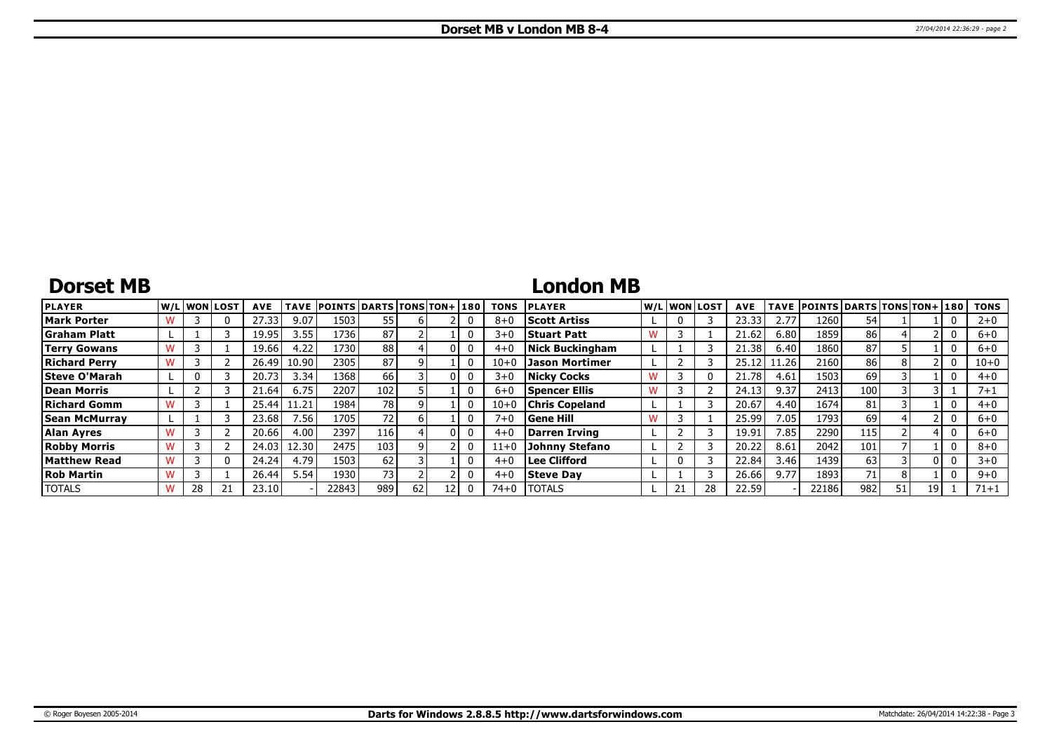# Dorset MB v London MB 8-4

## Dorset MB

| PLAYER | W/L | WON | LOST | AVE | TAVE | POINTS | DARTS | TONS | TON+ | 180 | TONS |
|---|---|---|---|---|---|---|---|---|---|---|---|
| Mark Porter | W | 3 | 0 | 27.33 | 9.07 | 1503 | 55 | 6 | 2 | 0 | 8+0 |
| Graham Platt | L | 1 | 3 | 19.95 | 3.55 | 1736 | 87 | 2 | 1 | 0 | 3+0 |
| Terry Gowans | W | 3 | 1 | 19.66 | 4.22 | 1730 | 88 | 4 | 0 | 0 | 4+0 |
| Richard Perry | W | 3 | 2 | 26.49 | 10.90 | 2305 | 87 | 9 | 1 | 0 | 10+0 |
| Steve O'Marah | L | 0 | 3 | 20.73 | 3.34 | 1368 | 66 | 3 | 0 | 0 | 3+0 |
| Dean Morris | L | 2 | 3 | 21.64 | 6.75 | 2207 | 102 | 5 | 1 | 0 | 6+0 |
| Richard Gomm | W | 3 | 1 | 25.44 | 11.21 | 1984 | 78 | 9 | 1 | 0 | 10+0 |
| Sean McMurray | L | 1 | 3 | 23.68 | 7.56 | 1705 | 72 | 6 | 1 | 0 | 7+0 |
| Alan Ayres | W | 3 | 2 | 20.66 | 4.00 | 2397 | 116 | 4 | 0 | 0 | 4+0 |
| Robby Morris | W | 3 | 2 | 24.03 | 12.30 | 2475 | 103 | 9 | 2 | 0 | 11+0 |
| Matthew Read | W | 3 | 0 | 24.24 | 4.79 | 1503 | 62 | 3 | 1 | 0 | 4+0 |
| Rob Martin | W | 3 | 1 | 26.44 | 5.54 | 1930 | 73 | 2 | 2 | 0 | 4+0 |
| TOTALS | W | 28 | 21 | 23.10 | - | 22843 | 989 | 62 | 12 | 0 | 74+0 |

## London MB

| PLAYER | W/L | WON | LOST | AVE | TAVE | POINTS | DARTS | TONS | TON+ | 180 | TONS |
|---|---|---|---|---|---|---|---|---|---|---|---|
| Scott Artiss | L | 0 | 3 | 23.33 | 2.77 | 1260 | 54 | 1 | 1 | 0 | 2+0 |
| Stuart Patt | W | 3 | 1 | 21.62 | 6.80 | 1859 | 86 | 4 | 2 | 0 | 6+0 |
| Nick Buckingham | L | 1 | 3 | 21.38 | 6.40 | 1860 | 87 | 5 | 1 | 0 | 6+0 |
| Jason Mortimer | L | 2 | 3 | 25.12 | 11.26 | 2160 | 86 | 8 | 2 | 0 | 10+0 |
| Nicky Cocks | W | 3 | 0 | 21.78 | 4.61 | 1503 | 69 | 3 | 1 | 0 | 4+0 |
| Spencer Ellis | W | 3 | 2 | 24.13 | 9.37 | 2413 | 100 | 3 | 3 | 1 | 7+1 |
| Chris Copeland | L | 1 | 3 | 20.67 | 4.40 | 1674 | 81 | 3 | 1 | 0 | 4+0 |
| Gene Hill | W | 3 | 1 | 25.99 | 7.05 | 1793 | 69 | 4 | 2 | 0 | 6+0 |
| Darren Irving | L | 2 | 3 | 19.91 | 7.85 | 2290 | 115 | 2 | 4 | 0 | 6+0 |
| Johnny Stefano | L | 2 | 3 | 20.22 | 8.61 | 2042 | 101 | 7 | 1 | 0 | 8+0 |
| Lee Clifford | L | 0 | 3 | 22.84 | 3.46 | 1439 | 63 | 3 | 0 | 0 | 3+0 |
| Steve Day | L | 1 | 3 | 26.66 | 9.77 | 1893 | 71 | 8 | 1 | 0 | 9+0 |
| TOTALS | L | 21 | 28 | 22.59 | - | 22186 | 982 | 51 | 19 | 1 | 71+1 |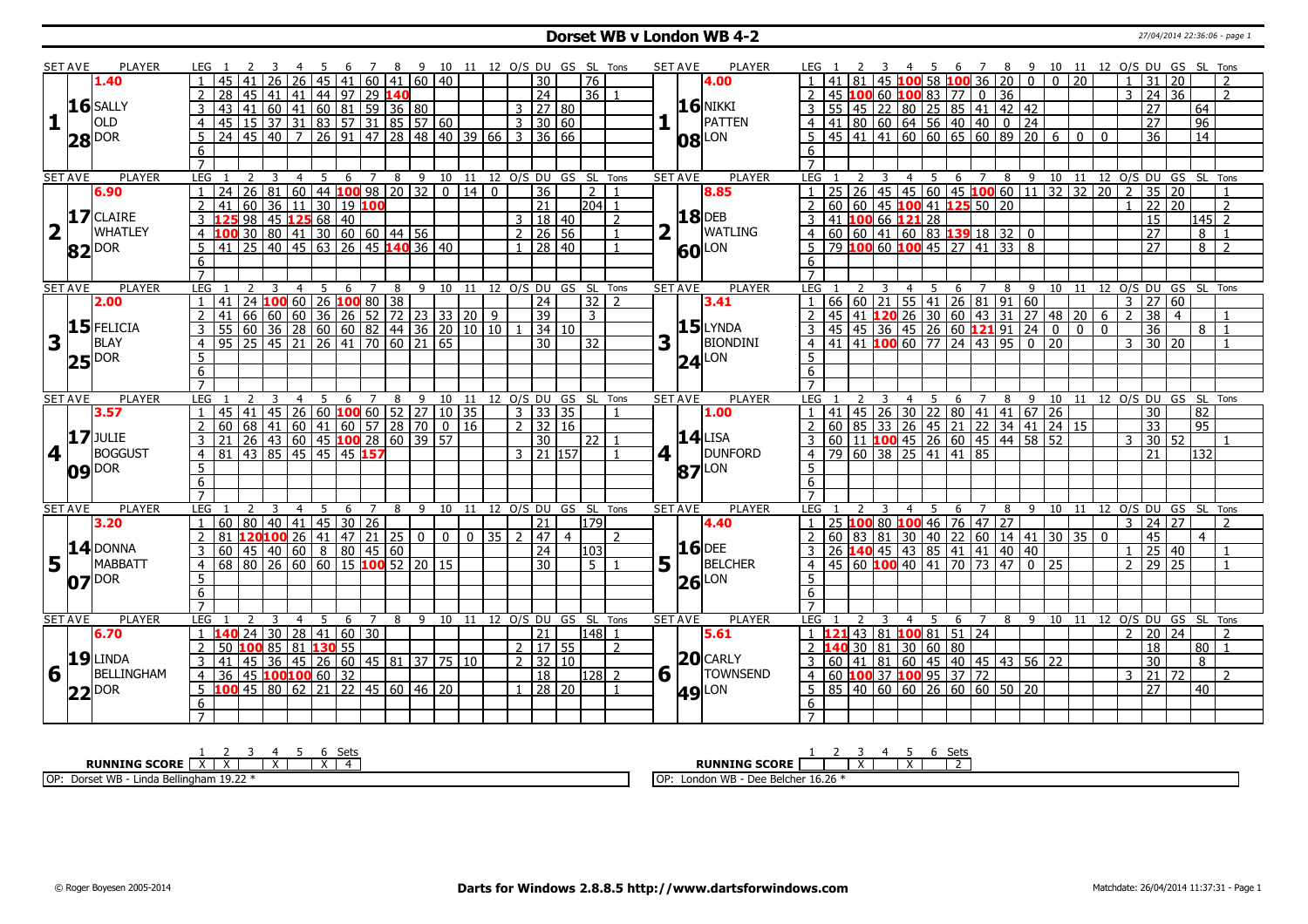# Dorset WB v London WB 4-2

27/04/2014 22:36:06 - page 1

## Set 1

| SET AVE | PLAYER | LEG | 1 | 2 | 3 | 4 | 5 | 6 | 7 | 8 | 9 | 10 | 11 | 12 | O/S | DU | GS | SL | Tons |
|---|---|---|---|---|---|---|---|---|---|---|---|---|---|---|---|---|---|---|---|
| 1.40 | | 1 | 45 | 41 | 26 | 26 | 45 | 41 | 60 | 41 | 60 | 40 | | | | 30 | | 76 | |
| 16 | SALLY OLD | 2 | 28 | 45 | 41 | 41 | 44 | 97 | 29 | 140 | | | | | | 24 | | 36 | 1 |
| | | 3 | 43 | 41 | 60 | 41 | 60 | 81 | 59 | 36 | 80 | | | | 3 | 27 | 80 | | |
| 28 | DOR | 4 | 45 | 15 | 37 | 31 | 83 | 57 | 31 | 85 | 57 | 60 | | | 3 | 30 | 60 | | |
| | | 5 | 24 | 45 | 40 | 7 | 26 | 91 | 47 | 28 | 48 | 40 | 39 | 66 | 3 | 36 | 66 | | |

| SET AVE | PLAYER | LEG | 1 | 2 | 3 | 4 | 5 | 6 | 7 | 8 | 9 | 10 | 11 | 12 | O/S | DU | GS | SL | Tons |
|---|---|---|---|---|---|---|---|---|---|---|---|---|---|---|---|---|---|---|---|
| 4.00 | | 1 | 41 | 81 | 45 | 100 | 58 | 100 | 36 | 20 | 0 | 0 | 20 | | 1 | 31 | 20 | | 2 |
| 16 | NIKKI PATTEN | 2 | 45 | 100 | 60 | 100 | 83 | 77 | 0 | 36 | | | | | 3 | 24 | 36 | | 2 |
| | | 3 | 55 | 45 | 22 | 80 | 25 | 85 | 41 | 42 | 42 | | | | | 27 | | 64 | |
| 08 | LON | 4 | 41 | 80 | 60 | 64 | 56 | 40 | 40 | 0 | 24 | | | | | 27 | | 96 | |
| | | 5 | 45 | 41 | 41 | 60 | 60 | 65 | 60 | 89 | 20 | 6 | 0 | 0 | | 36 | | 14 | |

## Set 2

| SET AVE | PLAYER | LEG | 1 | 2 | 3 | 4 | 5 | 6 | 7 | 8 | 9 | 10 | 11 | 12 | O/S | DU | GS | SL | Tons |
|---|---|---|---|---|---|---|---|---|---|---|---|---|---|---|---|---|---|---|---|
| 6.90 | | 1 | 24 | 26 | 81 | 60 | 44 | 100 | 98 | 20 | 32 | 0 | 14 | 0 | | 36 | | 2 | 1 |
| 17 | CLAIRE WHATLEY | 2 | 41 | 60 | 36 | 11 | 30 | 19 | 100 | | | | | | | 21 | | 204 | 1 |
| | | 3 | 125 | 98 | 45 | 125 | 68 | 40 | | | | | | | 3 | 18 | 40 | | 2 |
| 82 | DOR | 4 | 100 | 30 | 80 | 41 | 30 | 60 | 60 | 44 | 56 | | | | 2 | 26 | 56 | | 1 |
| | | 5 | 41 | 25 | 40 | 45 | 63 | 26 | 45 | 140 | 36 | 40 | | | 1 | 28 | 40 | | 1 |

| SET AVE | PLAYER | LEG | 1 | 2 | 3 | 4 | 5 | 6 | 7 | 8 | 9 | 10 | 11 | 12 | O/S | DU | GS | SL | Tons |
|---|---|---|---|---|---|---|---|---|---|---|---|---|---|---|---|---|---|---|---|
| 8.85 | | 1 | 25 | 26 | 45 | 45 | 60 | 45 | 100 | 60 | 11 | 32 | 32 | 20 | 2 | 35 | 20 | | 1 |
| 18 | DEB WATLING | 2 | 60 | 60 | 45 | 100 | 41 | 125 | 50 | 20 | | | | | 1 | 22 | 20 | | 2 |
| | | 3 | 41 | 100 | 66 | 121 | 28 | | | | | | | | | 15 | | 145 | 2 |
| 60 | LON | 4 | 60 | 60 | 41 | 60 | 83 | 139 | 18 | 32 | 0 | | | | | 27 | | 8 | 1 |
| | | 5 | 79 | 100 | 60 | 100 | 45 | 27 | 41 | 33 | 8 | | | | | 27 | | 8 | 2 |

## Set 3

| SET AVE | PLAYER | LEG | 1 | 2 | 3 | 4 | 5 | 6 | 7 | 8 | 9 | 10 | 11 | 12 | O/S | DU | GS | SL | Tons |
|---|---|---|---|---|---|---|---|---|---|---|---|---|---|---|---|---|---|---|---|
| 2.00 | | 1 | 41 | 24 | 100 | 60 | 26 | 100 | 80 | 38 | | | | | | 24 | | 32 | 2 |
| 15 | FELICIA BLAY | 2 | 41 | 66 | 60 | 60 | 36 | 26 | 52 | 72 | 23 | 33 | 20 | 9 | | 39 | | 3 | |
| | | 3 | 55 | 60 | 36 | 28 | 60 | 60 | 82 | 44 | 36 | 20 | 10 | 10 | 1 | 34 | 10 | | |
| 25 | DOR | 4 | 95 | 25 | 45 | 21 | 26 | 41 | 70 | 60 | 21 | 65 | | | | 30 | | 32 | |

| SET AVE | PLAYER | LEG | 1 | 2 | 3 | 4 | 5 | 6 | 7 | 8 | 9 | 10 | 11 | 12 | O/S | DU | GS | SL | Tons |
|---|---|---|---|---|---|---|---|---|---|---|---|---|---|---|---|---|---|---|---|
| 3.41 | | 1 | 66 | 60 | 21 | 55 | 41 | 26 | 81 | 91 | 60 | | | | 3 | 27 | 60 | | |
| 15 | LYNDA BIONDINI | 2 | 45 | 41 | 120 | 26 | 30 | 60 | 43 | 31 | 27 | 48 | 20 | 6 | 2 | 38 | 4 | | 1 |
| | | 3 | 45 | 45 | 36 | 45 | 26 | 60 | 121 | 91 | 24 | 0 | 0 | 0 | | 36 | | 8 | 1 |
| 24 | LON | 4 | 41 | 41 | 100 | 60 | 77 | 24 | 43 | 95 | 0 | 20 | | | 3 | 30 | 20 | | 1 |

## Set 4

| SET AVE | PLAYER | LEG | 1 | 2 | 3 | 4 | 5 | 6 | 7 | 8 | 9 | 10 | 11 | 12 | O/S | DU | GS | SL | Tons |
|---|---|---|---|---|---|---|---|---|---|---|---|---|---|---|---|---|---|---|---|
| 3.57 | | 1 | 45 | 41 | 45 | 26 | 60 | 100 | 60 | 52 | 27 | 10 | 35 | | 3 | 33 | 35 | | 1 |
| 17 | JULIE BOGGUST | 2 | 60 | 68 | 41 | 60 | 41 | 60 | 57 | 28 | 70 | 0 | 16 | | 2 | 32 | 16 | | |
| | | 3 | 21 | 26 | 43 | 60 | 45 | 100 | 28 | 60 | 39 | 57 | | | | 30 | | 22 | 1 |
| 09 | DOR | 4 | 81 | 43 | 85 | 45 | 45 | 45 | 157 | | | | | | 3 | 21 | 157 | | 1 |

| SET AVE | PLAYER | LEG | 1 | 2 | 3 | 4 | 5 | 6 | 7 | 8 | 9 | 10 | 11 | 12 | O/S | DU | GS | SL | Tons |
|---|---|---|---|---|---|---|---|---|---|---|---|---|---|---|---|---|---|---|---|
| 1.00 | | 1 | 41 | 45 | 26 | 30 | 22 | 80 | 41 | 41 | 67 | 26 | | | | 30 | | 82 | |
| 14 | LISA DUNFORD | 2 | 60 | 85 | 33 | 26 | 45 | 21 | 22 | 34 | 41 | 24 | 15 | | | 33 | | 95 | |
| | | 3 | 60 | 11 | 100 | 45 | 26 | 60 | 45 | 44 | 58 | 52 | | | 3 | 30 | 52 | | 1 |
| 87 | LON | 4 | 79 | 60 | 38 | 25 | 41 | 41 | 85 | | | | | | | 21 | | 132 | |

## Set 5

| SET AVE | PLAYER | LEG | 1 | 2 | 3 | 4 | 5 | 6 | 7 | 8 | 9 | 10 | 11 | 12 | O/S | DU | GS | SL | Tons |
|---|---|---|---|---|---|---|---|---|---|---|---|---|---|---|---|---|---|---|---|
| 3.20 | | 1 | 60 | 80 | 40 | 41 | 45 | 30 | 26 | | | | | | | 21 | | 179 | |
| 14 | DONNA MABBATT | 2 | 81 | 120 | 100 | 26 | 41 | 47 | 21 | 25 | 0 | 0 | 0 | 35 | 2 | 47 | 4 | | 2 |
| | | 3 | 60 | 45 | 40 | 60 | 8 | 80 | 45 | 60 | | | | | | 24 | | 103 | |
| 07 | DOR | 4 | 68 | 80 | 26 | 60 | 60 | 15 | 100 | 52 | 20 | 15 | | | | 30 | | 5 | 1 |

| SET AVE | PLAYER | LEG | 1 | 2 | 3 | 4 | 5 | 6 | 7 | 8 | 9 | 10 | 11 | 12 | O/S | DU | GS | SL | Tons |
|---|---|---|---|---|---|---|---|---|---|---|---|---|---|---|---|---|---|---|---|
| 4.40 | | 1 | 25 | 100 | 80 | 100 | 46 | 76 | 47 | 27 | | | | | 3 | 24 | 27 | | 2 |
| 16 | DEE BELCHER | 2 | 60 | 83 | 81 | 30 | 40 | 22 | 60 | 14 | 41 | 30 | 35 | 0 | | 45 | | 4 | |
| | | 3 | 26 | 140 | 45 | 43 | 85 | 41 | 41 | 40 | 40 | | | | 1 | 25 | 40 | | 1 |
| 26 | LON | 4 | 45 | 60 | 100 | 40 | 41 | 70 | 73 | 47 | 0 | 25 | | | 2 | 29 | 25 | | 1 |

## Set 6

| SET AVE | PLAYER | LEG | 1 | 2 | 3 | 4 | 5 | 6 | 7 | 8 | 9 | 10 | 11 | 12 | O/S | DU | GS | SL | Tons |
|---|---|---|---|---|---|---|---|---|---|---|---|---|---|---|---|---|---|---|---|
| 6.70 | | 1 | 140 | 24 | 30 | 28 | 41 | 60 | 30 | | | | | | | 21 | | 148 | 1 |
| 19 | LINDA BELLINGHAM | 2 | 50 | 100 | 85 | 81 | 130 | 55 | | | | | | | 2 | 17 | 55 | | 2 |
| | | 3 | 41 | 45 | 36 | 45 | 26 | 60 | 45 | 81 | 37 | 75 | 10 | | 2 | 32 | 10 | | |
| 22 | DOR | 4 | 36 | 45 | 100 | 100 | 60 | 32 | | | | | | | | 18 | | 128 | 2 |
| | | 5 | 100 | 45 | 80 | 62 | 21 | 22 | 45 | 60 | 46 | 20 | | | 1 | 28 | 20 | | 1 |

| SET AVE | PLAYER | LEG | 1 | 2 | 3 | 4 | 5 | 6 | 7 | 8 | 9 | 10 | 11 | 12 | O/S | DU | GS | SL | Tons |
|---|---|---|---|---|---|---|---|---|---|---|---|---|---|---|---|---|---|---|---|
| 5.61 | | 1 | 121 | 43 | 81 | 100 | 81 | 51 | 24 | | | | | | 2 | 20 | 24 | | 2 |
| 20 | CARLY TOWNSEND | 2 | 140 | 30 | 81 | 30 | 60 | 80 | | | | | | | | 18 | | 80 | 1 |
| | | 3 | 60 | 41 | 81 | 60 | 45 | 40 | 45 | 43 | 56 | 22 | | | | 30 | | 8 | |
| 49 | LON | 4 | 60 | 100 | 37 | 100 | 95 | 37 | 72 | | | | | | 3 | 21 | 72 | | 2 |
| | | 5 | 85 | 40 | 60 | 60 | 26 | 60 | 60 | 50 | 20 | | | | | 27 | | 40 | |

## Running Score

| RUNNING SCORE | 1 | 2 | 3 | 4 | 5 | 6 | Sets |
|---|---|---|---|---|---|---|---|
| Dorset WB | X | X | | X | | X | 4 |
| London WB | | | X | | X | | 2 |

OP: Dorset WB - Linda Bellingham 19.22 *

OP: London WB - Dee Belcher 16.26 *

© Roger Boyesen 2005-2014 — Darts for Windows 2.8.8.5 http://www.dartsforwindows.com — Matchdate: 26/04/2014 11:37:31 - Page 1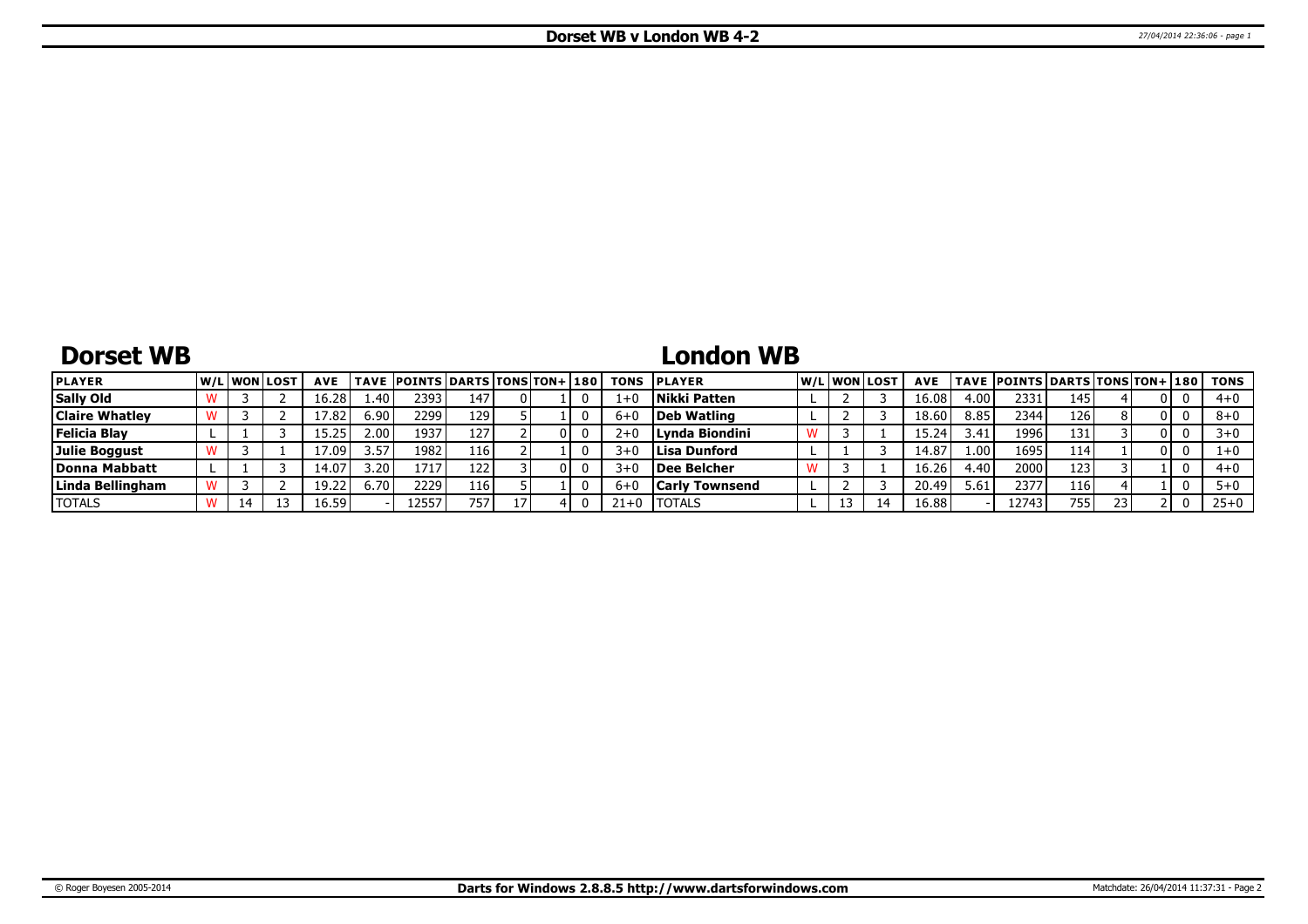# Dorset WB v London WB 4-2

## Dorset WB

| PLAYER | W/L | WON | LOST | AVE | TAVE | POINTS | DARTS | TONS | TON+ | 180 | TONS |
|---|---|---|---|---|---|---|---|---|---|---|---|
| Sally Old | W | 3 | 2 | 16.28 | 1.40 | 2393 | 147 | 0 | 1 | 0 | 1+0 |
| Claire Whatley | W | 3 | 2 | 17.82 | 6.90 | 2299 | 129 | 5 | 1 | 0 | 6+0 |
| Felicia Blay | L | 1 | 3 | 15.25 | 2.00 | 1937 | 127 | 2 | 0 | 0 | 2+0 |
| Julie Boggust | W | 3 | 1 | 17.09 | 3.57 | 1982 | 116 | 2 | 1 | 0 | 3+0 |
| Donna Mabbatt | L | 1 | 3 | 14.07 | 3.20 | 1717 | 122 | 3 | 0 | 0 | 3+0 |
| Linda Bellingham | W | 3 | 2 | 19.22 | 6.70 | 2229 | 116 | 5 | 1 | 0 | 6+0 |
| TOTALS | W | 14 | 13 | 16.59 | - | 12557 | 757 | 17 | 4 | 0 | 21+0 |

## London WB

| PLAYER | W/L | WON | LOST | AVE | TAVE | POINTS | DARTS | TONS | TON+ | 180 | TONS |
|---|---|---|---|---|---|---|---|---|---|---|---|
| Nikki Patten | L | 2 | 3 | 16.08 | 4.00 | 2331 | 145 | 4 | 0 | 0 | 4+0 |
| Deb Watling | L | 2 | 3 | 18.60 | 8.85 | 2344 | 126 | 8 | 0 | 0 | 8+0 |
| Lynda Biondini | W | 3 | 1 | 15.24 | 3.41 | 1996 | 131 | 3 | 0 | 0 | 3+0 |
| Lisa Dunford | L | 1 | 3 | 14.87 | 1.00 | 1695 | 114 | 1 | 0 | 0 | 1+0 |
| Dee Belcher | W | 3 | 1 | 16.26 | 4.40 | 2000 | 123 | 3 | 1 | 0 | 4+0 |
| Carly Townsend | L | 2 | 3 | 20.49 | 5.61 | 2377 | 116 | 4 | 1 | 0 | 5+0 |
| TOTALS | L | 13 | 14 | 16.88 | - | 12743 | 755 | 23 | 2 | 0 | 25+0 |